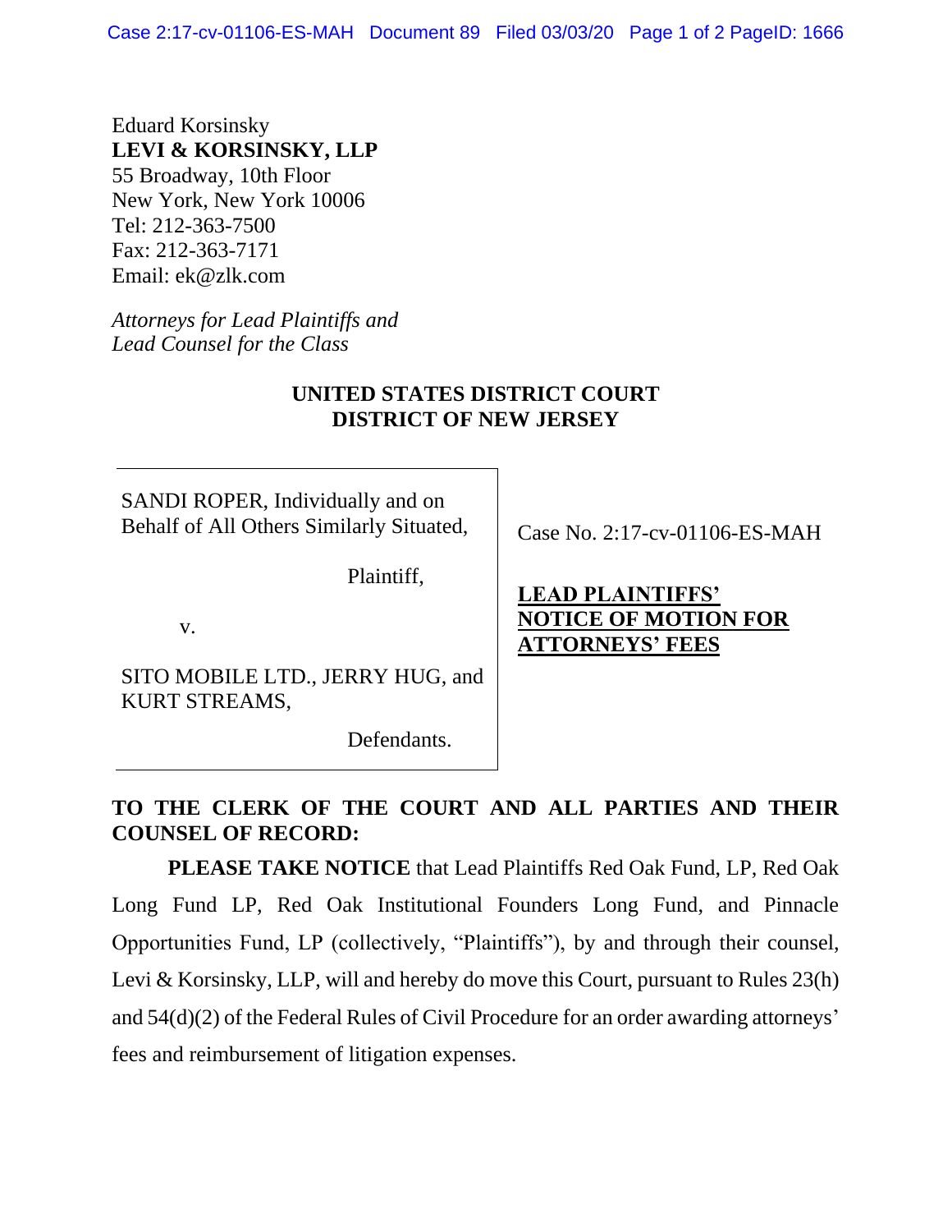Eduard Korsinsky
**LEVI & KORSINSKY, LLP**
55 Broadway, 10th Floor
New York, New York 10006
Tel: 212-363-7500
Fax: 212-363-7171
Email: ek@zlk.com

*Attorneys for Lead Plaintiffs and Lead Counsel for the Class*

**UNITED STATES DISTRICT COURT**
**DISTRICT OF NEW JERSEY**

| | |
|---|---|
| SANDI ROPER, Individually and on Behalf of All Others Similarly Situated,<br><br>Plaintiff,<br><br>v.<br><br>SITO MOBILE LTD., JERRY HUG, and KURT STREAMS,<br><br>Defendants. | Case No. 2:17-cv-01106-ES-MAH<br><br>**LEAD PLAINTIFFS' NOTICE OF MOTION FOR ATTORNEYS' FEES** |

**TO THE CLERK OF THE COURT AND ALL PARTIES AND THEIR COUNSEL OF RECORD:**

**PLEASE TAKE NOTICE** that Lead Plaintiffs Red Oak Fund, LP, Red Oak Long Fund LP, Red Oak Institutional Founders Long Fund, and Pinnacle Opportunities Fund, LP (collectively, "Plaintiffs"), by and through their counsel, Levi & Korsinsky, LLP, will and hereby do move this Court, pursuant to Rules 23(h) and 54(d)(2) of the Federal Rules of Civil Procedure for an order awarding attorneys' fees and reimbursement of litigation expenses.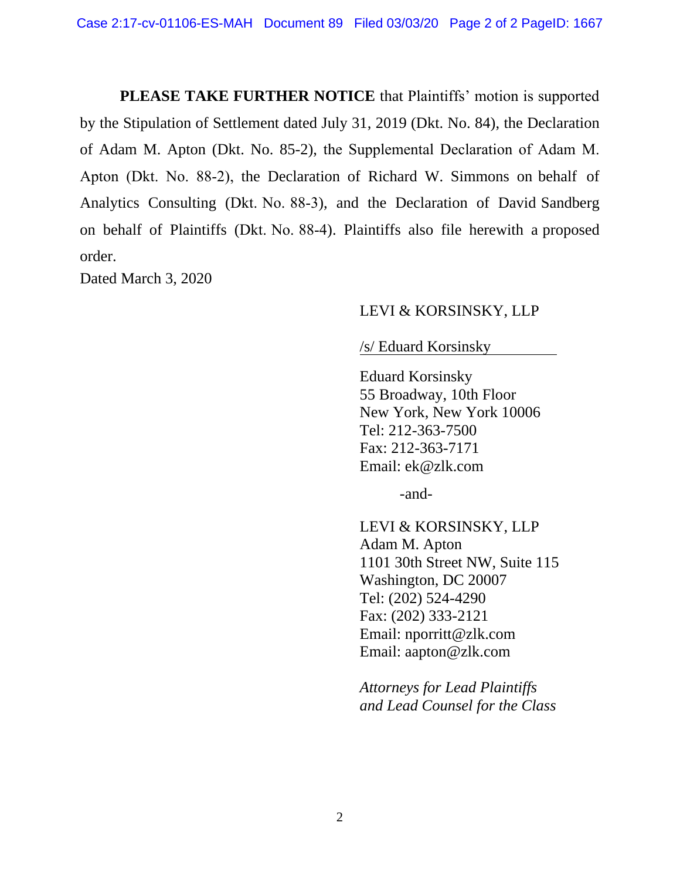**PLEASE TAKE FURTHER NOTICE** that Plaintiffs' motion is supported by the Stipulation of Settlement dated July 31, 2019 (Dkt. No. 84), the Declaration of Adam M. Apton (Dkt. No. 85-2), the Supplemental Declaration of Adam M. Apton (Dkt. No. 88-2), the Declaration of Richard W. Simmons on behalf of Analytics Consulting (Dkt. No. 88-3), and the Declaration of David Sandberg on behalf of Plaintiffs (Dkt. No. 88-4). Plaintiffs also file herewith a proposed order.

Dated March 3, 2020

LEVI & KORSINSKY, LLP

/s/ Eduard Korsinsky

Eduard Korsinsky
55 Broadway, 10th Floor
New York, New York 10006
Tel: 212-363-7500
Fax: 212-363-7171
Email: ek@zlk.com

-and-

LEVI & KORSINSKY, LLP
Adam M. Apton
1101 30th Street NW, Suite 115
Washington, DC 20007
Tel: (202) 524-4290
Fax: (202) 333-2121
Email: nporritt@zlk.com
Email: aapton@zlk.com

*Attorneys for Lead Plaintiffs and Lead Counsel for the Class*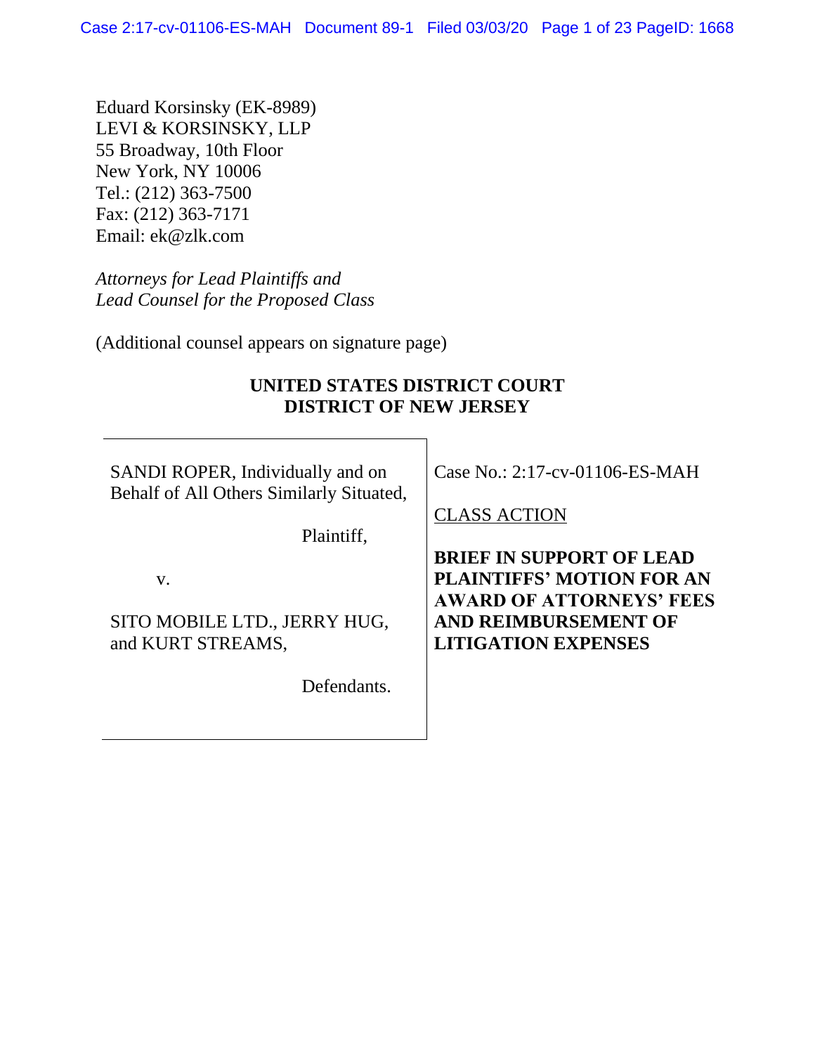Eduard Korsinsky (EK-8989)
LEVI & KORSINSKY, LLP
55 Broadway, 10th Floor
New York, NY 10006
Tel.: (212) 363-7500
Fax: (212) 363-7171
Email: ek@zlk.com

*Attorneys for Lead Plaintiffs and*
*Lead Counsel for the Proposed Class*

(Additional counsel appears on signature page)

**UNITED STATES DISTRICT COURT**
**DISTRICT OF NEW JERSEY**

| | |
|---|---|
| SANDI ROPER, Individually and on Behalf of All Others Similarly Situated,<br><br>Plaintiff,<br><br>v.<br><br>SITO MOBILE LTD., JERRY HUG, and KURT STREAMS,<br><br>Defendants. | Case No.: 2:17-cv-01106-ES-MAH<br><br><u>CLASS ACTION</u><br><br>**BRIEF IN SUPPORT OF LEAD PLAINTIFFS' MOTION FOR AN AWARD OF ATTORNEYS' FEES AND REIMBURSEMENT OF LITIGATION EXPENSES** |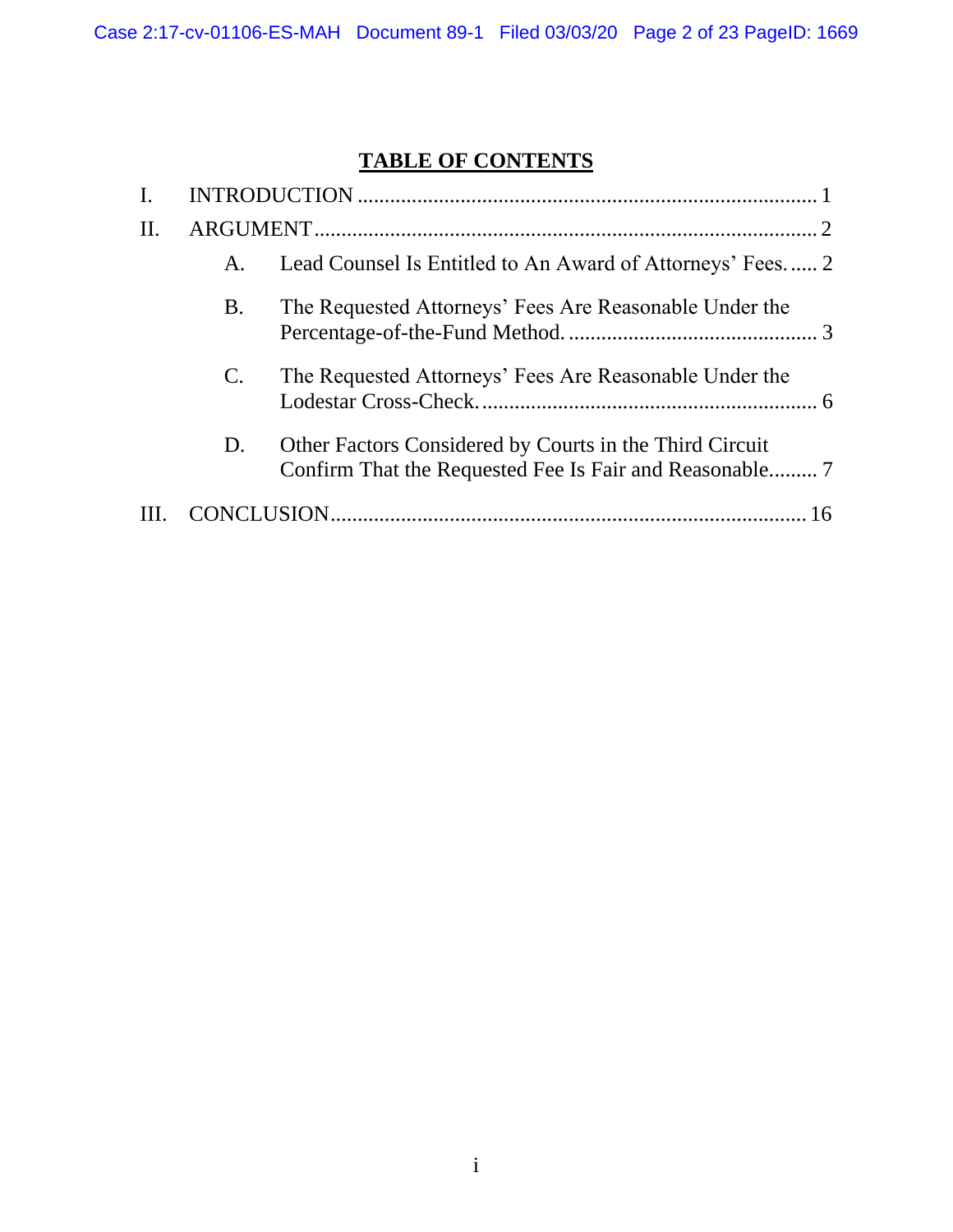# TABLE OF CONTENTS

I. INTRODUCTION .................................................................................... 1

II. ARGUMENT.......................................................................................... 2

A. Lead Counsel Is Entitled to An Award of Attorneys' Fees. ..... 2

B. The Requested Attorneys' Fees Are Reasonable Under the Percentage-of-the-Fund Method. ............................................. 3

C. The Requested Attorneys' Fees Are Reasonable Under the Lodestar Cross-Check. ............................................................. 6

D. Other Factors Considered by Courts in the Third Circuit Confirm That the Requested Fee Is Fair and Reasonable......... 7

III. CONCLUSION...................................................................................... 16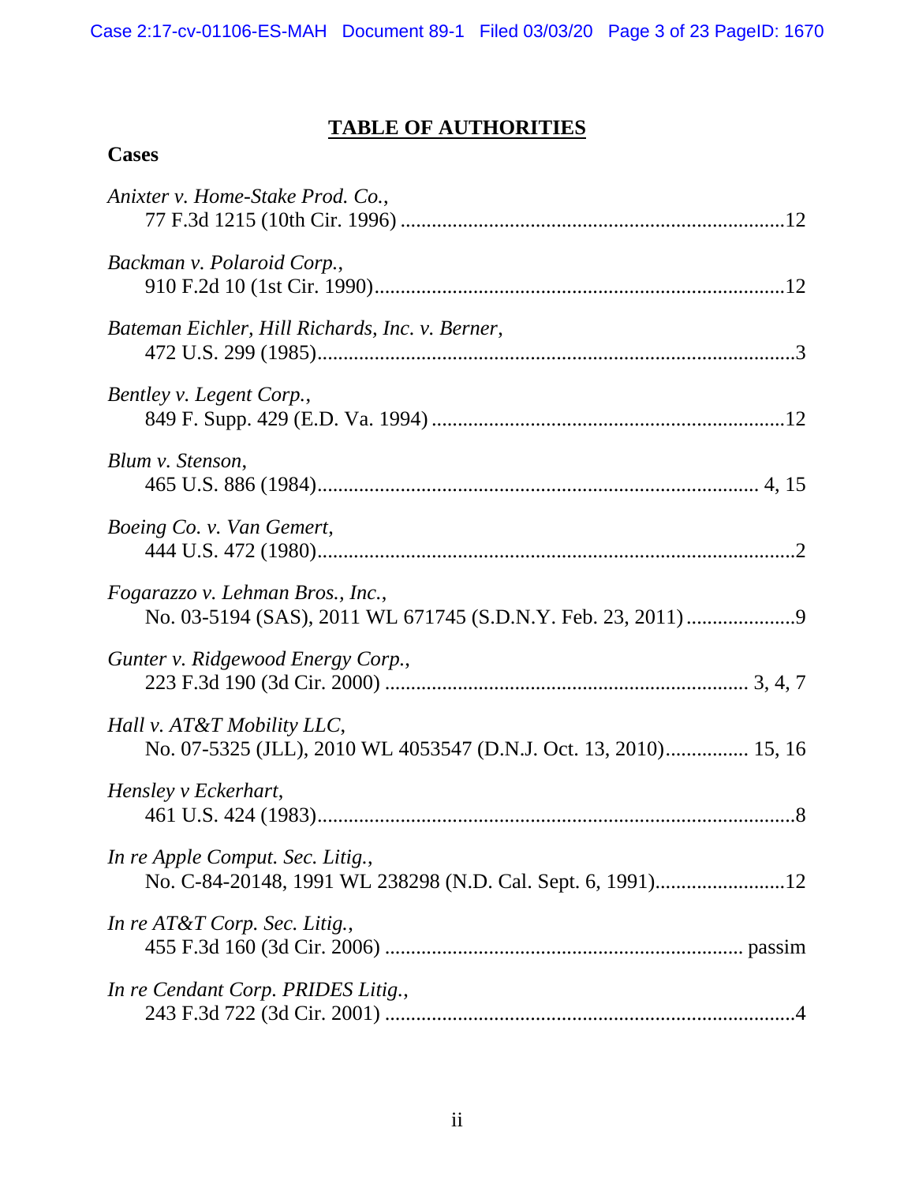# TABLE OF AUTHORITIES

## Cases

*Anixter v. Home-Stake Prod. Co.*,
77 F.3d 1215 (10th Cir. 1996) ....................................................................12

*Backman v. Polaroid Corp.*,
910 F.2d 10 (1st Cir. 1990)........................................................................12

*Bateman Eichler, Hill Richards, Inc. v. Berner*,
472 U.S. 299 (1985)......................................................................................3

*Bentley v. Legent Corp.*,
849 F. Supp. 429 (E.D. Va. 1994) ...............................................................12

*Blum v. Stenson*,
465 U.S. 886 (1984)................................................................................ 4, 15

*Boeing Co. v. Van Gemert*,
444 U.S. 472 (1980)......................................................................................2

*Fogarazzo v. Lehman Bros., Inc.*,
No. 03-5194 (SAS), 2011 WL 671745 (S.D.N.Y. Feb. 23, 2011) ....................9

*Gunter v. Ridgewood Energy Corp.*,
223 F.3d 190 (3d Cir. 2000) .................................................................. 3, 4, 7

*Hall v. AT&T Mobility LLC*,
No. 07-5325 (JLL), 2010 WL 4053547 (D.N.J. Oct. 13, 2010)................ 15, 16

*Hensley v Eckerhart*,
461 U.S. 424 (1983)......................................................................................8

*In re Apple Comput. Sec. Litig.*,
No. C-84-20148, 1991 WL 238298 (N.D. Cal. Sept. 6, 1991).........................12

*In re AT&T Corp. Sec. Litig.*,
455 F.3d 160 (3d Cir. 2006) .................................................................. passim

*In re Cendant Corp. PRIDES Litig.*,
243 F.3d 722 (3d Cir. 2001) .........................................................................4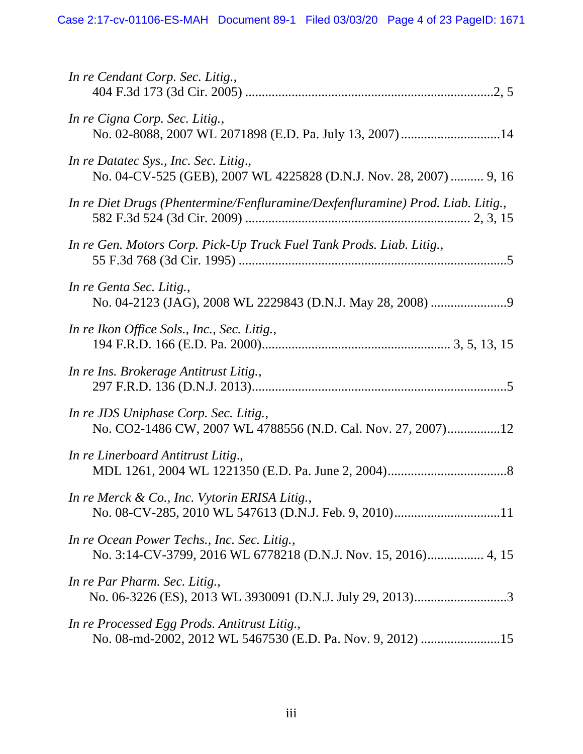*In re Cendant Corp. Sec. Litig.*,
404 F.3d 173 (3d Cir. 2005) ..........................................................................2, 5

*In re Cigna Corp. Sec. Litig.*,
No. 02-8088, 2007 WL 2071898 (E.D. Pa. July 13, 2007) .............................14

*In re Datatec Sys., Inc. Sec. Litig.*,
No. 04-CV-525 (GEB), 2007 WL 4225828 (D.N.J. Nov. 28, 2007) .......... 9, 16

*In re Diet Drugs (Phentermine/Fenfluramine/Dexfenfluramine) Prod. Liab. Litig.*,
582 F.3d 524 (3d Cir. 2009) ................................................................. 2, 3, 15

*In re Gen. Motors Corp. Pick-Up Truck Fuel Tank Prods. Liab. Litig.*,
55 F.3d 768 (3d Cir. 1995) ................................................................................5

*In re Genta Sec. Litig.*,
No. 04-2123 (JAG), 2008 WL 2229843 (D.N.J. May 28, 2008) ......................9

*In re Ikon Office Sols., Inc., Sec. Litig.*,
194 F.R.D. 166 (E.D. Pa. 2000)....................................................... 3, 5, 13, 15

*In re Ins. Brokerage Antitrust Litig.*,
297 F.R.D. 136 (D.N.J. 2013)...........................................................................5

*In re JDS Uniphase Corp. Sec. Litig.*,
No. CO2-1486 CW, 2007 WL 4788556 (N.D. Cal. Nov. 27, 2007)................12

*In re Linerboard Antitrust Litig*.,
MDL 1261, 2004 WL 1221350 (E.D. Pa. June 2, 2004)...................................8

*In re Merck & Co., Inc. Vytorin ERISA Litig.*,
No. 08-CV-285, 2010 WL 547613 (D.N.J. Feb. 9, 2010)................................11

*In re Ocean Power Techs., Inc. Sec. Litig.*,
No. 3:14-CV-3799, 2016 WL 6778218 (D.N.J. Nov. 15, 2016)................. 4, 15

*In re Par Pharm. Sec. Litig.*,
No. 06-3226 (ES), 2013 WL 3930091 (D.N.J. July 29, 2013)...........................3

*In re Processed Egg Prods. Antitrust Litig.*,
No. 08-md-2002, 2012 WL 5467530 (E.D. Pa. Nov. 9, 2012) ........................15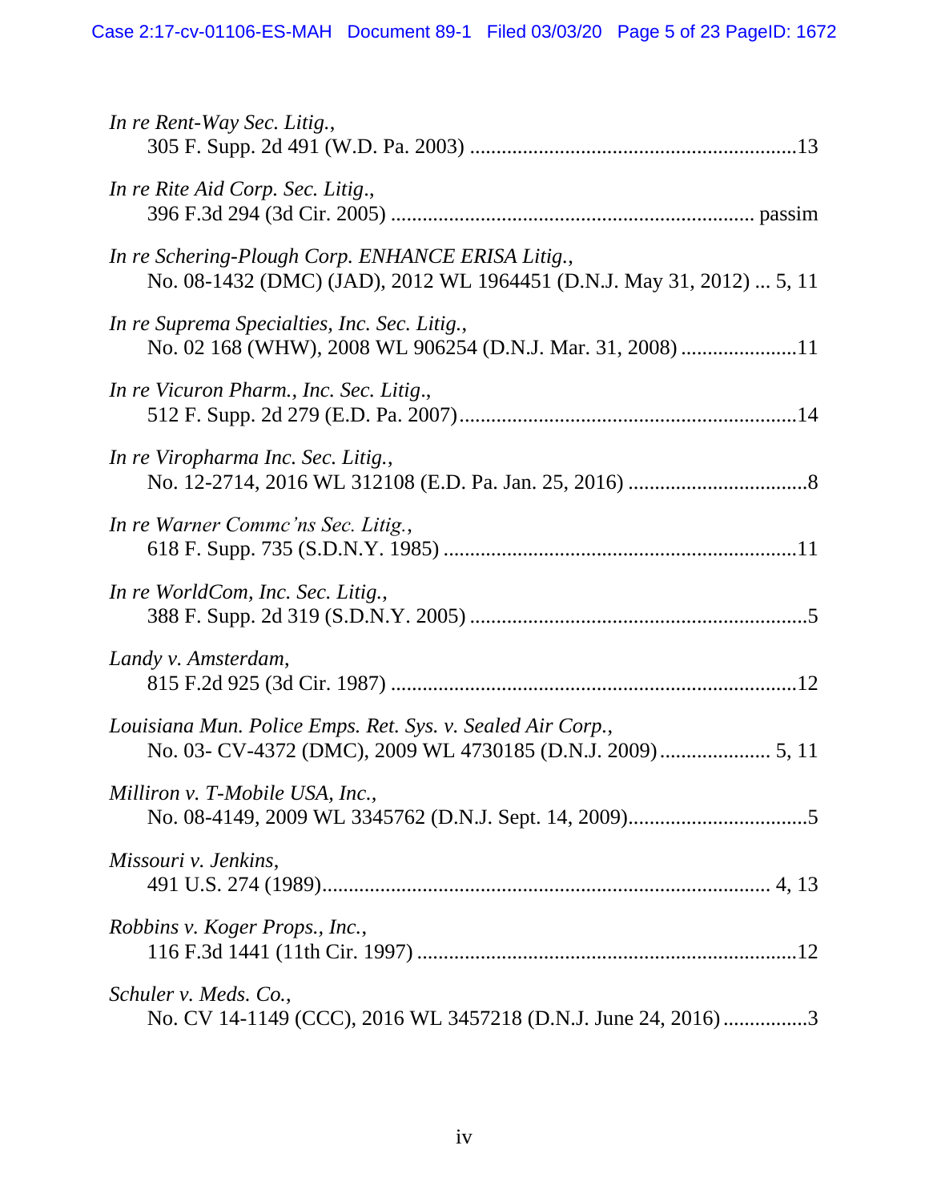*In re Rent-Way Sec. Litig.*,
305 F. Supp. 2d 491 (W.D. Pa. 2003) ............................................................13

*In re Rite Aid Corp. Sec. Litig*.,
396 F.3d 294 (3d Cir. 2005) .................................................................. passim

*In re Schering-Plough Corp. ENHANCE ERISA Litig.*,
No. 08-1432 (DMC) (JAD), 2012 WL 1964451 (D.N.J. May 31, 2012) ... 5, 11

*In re Suprema Specialties, Inc. Sec. Litig.*,
No. 02 168 (WHW), 2008 WL 906254 (D.N.J. Mar. 31, 2008) .....................11

*In re Vicuron Pharm., Inc. Sec. Litig*.,
512 F. Supp. 2d 279 (E.D. Pa. 2007)..............................................................14

*In re Viropharma Inc. Sec. Litig.*,
No. 12-2714, 2016 WL 312108 (E.D. Pa. Jan. 25, 2016) .................................8

*In re Warner Commc'ns Sec. Litig.*,
618 F. Supp. 735 (S.D.N.Y. 1985) ..................................................................11

*In re WorldCom, Inc. Sec. Litig.*,
388 F. Supp. 2d 319 (S.D.N.Y. 2005) ..............................................................5

*Landy v. Amsterdam*,
815 F.2d 925 (3d Cir. 1987) ...........................................................................12

*Louisiana Mun. Police Emps. Ret. Sys. v. Sealed Air Corp.*,
No. 03- CV-4372 (DMC), 2009 WL 4730185 (D.N.J. 2009) ..................... 5, 11

*Milliron v. T-Mobile USA, Inc.*,
No. 08-4149, 2009 WL 3345762 (D.N.J. Sept. 14, 2009).................................5

*Missouri v. Jenkins*,
491 U.S. 274 (1989)................................................................................... 4, 13

*Robbins v. Koger Props., Inc.*,
116 F.3d 1441 (11th Cir. 1997) ......................................................................12

*Schuler v. Meds. Co.*,
No. CV 14-1149 (CCC), 2016 WL 3457218 (D.N.J. June 24, 2016) ................3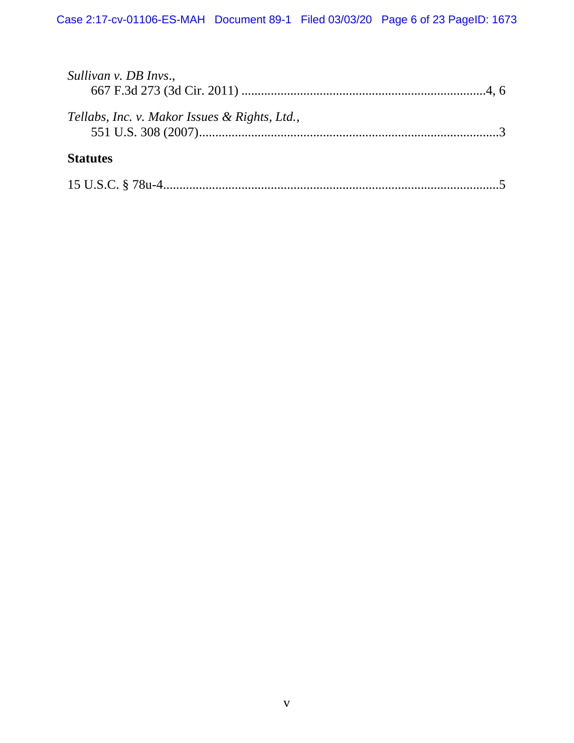*Sullivan v. DB Invs.*,
667 F.3d 273 (3d Cir. 2011) ..........................................................................4, 6

*Tellabs, Inc. v. Makor Issues & Rights, Ltd.*,
551 U.S. 308 (2007)..........................................................................................3

**Statutes**

15 U.S.C. § 78u-4.......................................................................................................5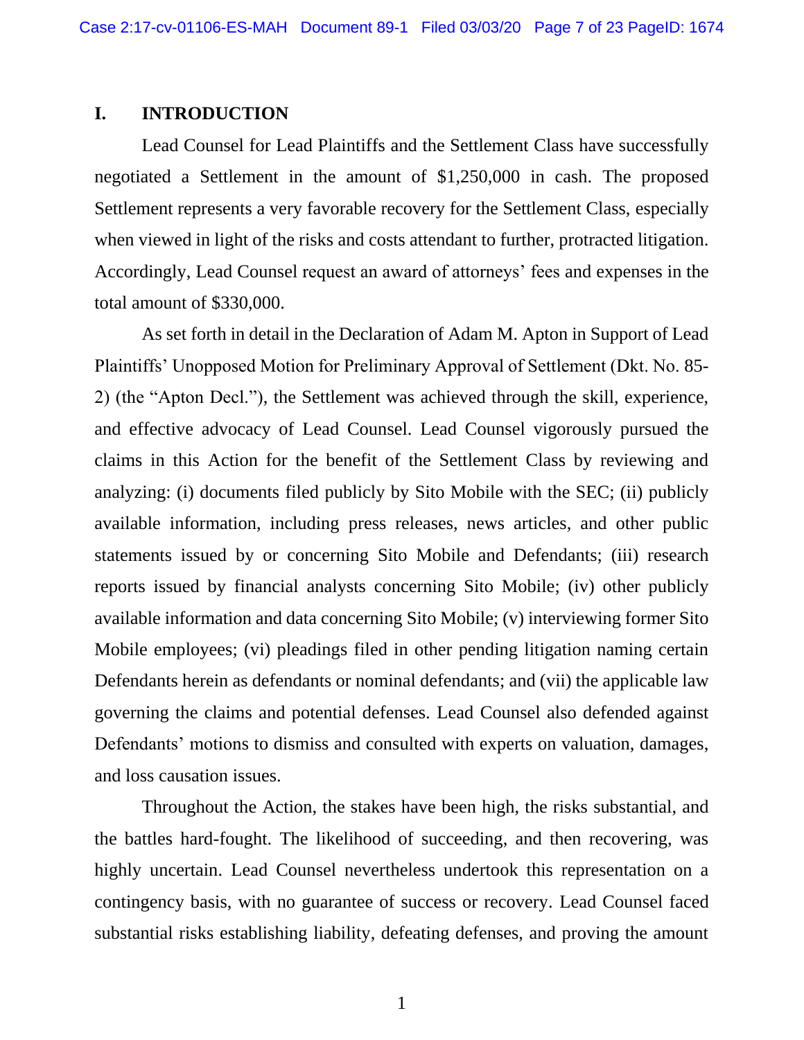## I. INTRODUCTION

Lead Counsel for Lead Plaintiffs and the Settlement Class have successfully negotiated a Settlement in the amount of $1,250,000 in cash. The proposed Settlement represents a very favorable recovery for the Settlement Class, especially when viewed in light of the risks and costs attendant to further, protracted litigation. Accordingly, Lead Counsel request an award of attorneys' fees and expenses in the total amount of $330,000.

As set forth in detail in the Declaration of Adam M. Apton in Support of Lead Plaintiffs' Unopposed Motion for Preliminary Approval of Settlement (Dkt. No. 85-2) (the "Apton Decl."), the Settlement was achieved through the skill, experience, and effective advocacy of Lead Counsel. Lead Counsel vigorously pursued the claims in this Action for the benefit of the Settlement Class by reviewing and analyzing: (i) documents filed publicly by Sito Mobile with the SEC; (ii) publicly available information, including press releases, news articles, and other public statements issued by or concerning Sito Mobile and Defendants; (iii) research reports issued by financial analysts concerning Sito Mobile; (iv) other publicly available information and data concerning Sito Mobile; (v) interviewing former Sito Mobile employees; (vi) pleadings filed in other pending litigation naming certain Defendants herein as defendants or nominal defendants; and (vii) the applicable law governing the claims and potential defenses. Lead Counsel also defended against Defendants' motions to dismiss and consulted with experts on valuation, damages, and loss causation issues.

Throughout the Action, the stakes have been high, the risks substantial, and the battles hard-fought. The likelihood of succeeding, and then recovering, was highly uncertain. Lead Counsel nevertheless undertook this representation on a contingency basis, with no guarantee of success or recovery. Lead Counsel faced substantial risks establishing liability, defeating defenses, and proving the amount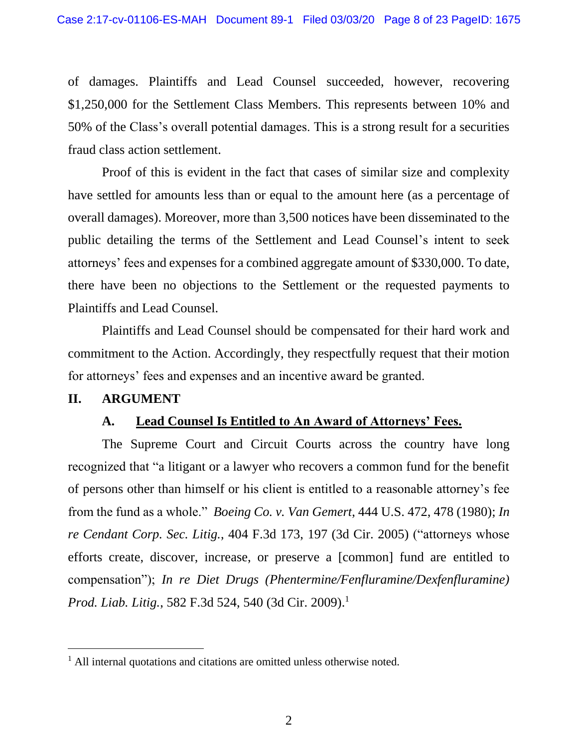of damages. Plaintiffs and Lead Counsel succeeded, however, recovering $1,250,000 for the Settlement Class Members. This represents between 10% and 50% of the Class's overall potential damages. This is a strong result for a securities fraud class action settlement.

Proof of this is evident in the fact that cases of similar size and complexity have settled for amounts less than or equal to the amount here (as a percentage of overall damages). Moreover, more than 3,500 notices have been disseminated to the public detailing the terms of the Settlement and Lead Counsel's intent to seek attorneys' fees and expenses for a combined aggregate amount of $330,000. To date, there have been no objections to the Settlement or the requested payments to Plaintiffs and Lead Counsel.

Plaintiffs and Lead Counsel should be compensated for their hard work and commitment to the Action. Accordingly, they respectfully request that their motion for attorneys' fees and expenses and an incentive award be granted.

## II. ARGUMENT

### A. <u>Lead Counsel Is Entitled to An Award of Attorneys' Fees.</u>

The Supreme Court and Circuit Courts across the country have long recognized that "a litigant or a lawyer who recovers a common fund for the benefit of persons other than himself or his client is entitled to a reasonable attorney's fee from the fund as a whole." *Boeing Co. v. Van Gemert,* 444 U.S. 472, 478 (1980); *In re Cendant Corp. Sec. Litig.,* 404 F.3d 173, 197 (3d Cir. 2005) ("attorneys whose efforts create, discover, increase, or preserve a [common] fund are entitled to compensation"); *In re Diet Drugs (Phentermine/Fenfluramine/Dexfenfluramine) Prod. Liab. Litig.,* 582 F.3d 524, 540 (3d Cir. 2009).[1]

---

[1] All internal quotations and citations are omitted unless otherwise noted.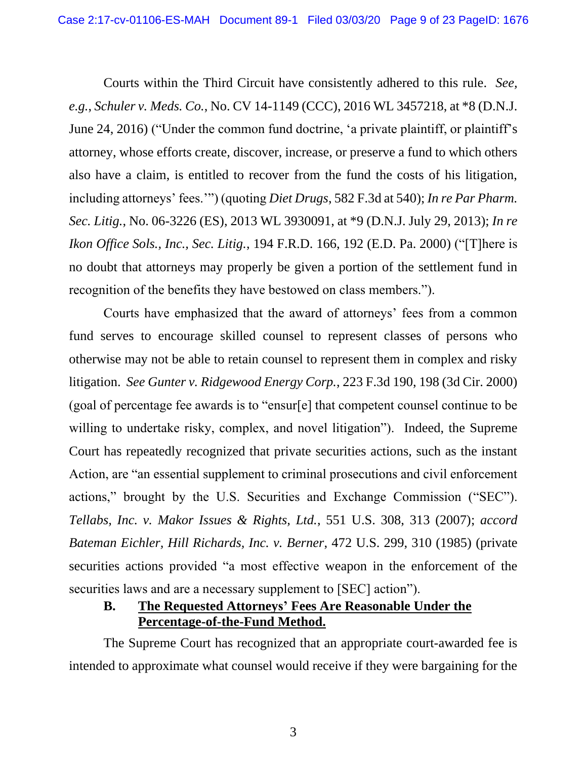Courts within the Third Circuit have consistently adhered to this rule. *See, e.g.*, *Schuler v. Meds. Co.*, No. CV 14-1149 (CCC), 2016 WL 3457218, at *8 (D.N.J. June 24, 2016) ("Under the common fund doctrine, 'a private plaintiff, or plaintiff's attorney, whose efforts create, discover, increase, or preserve a fund to which others also have a claim, is entitled to recover from the fund the costs of his litigation, including attorneys' fees.'") (quoting *Diet Drugs*, 582 F.3d at 540); *In re Par Pharm. Sec. Litig.*, No. 06-3226 (ES), 2013 WL 3930091, at *9 (D.N.J. July 29, 2013); *In re Ikon Office Sols., Inc., Sec. Litig.*, 194 F.R.D. 166, 192 (E.D. Pa. 2000) ("[T]here is no doubt that attorneys may properly be given a portion of the settlement fund in recognition of the benefits they have bestowed on class members.").

Courts have emphasized that the award of attorneys' fees from a common fund serves to encourage skilled counsel to represent classes of persons who otherwise may not be able to retain counsel to represent them in complex and risky litigation. *See Gunter v. Ridgewood Energy Corp.*, 223 F.3d 190, 198 (3d Cir. 2000) (goal of percentage fee awards is to "ensur[e] that competent counsel continue to be willing to undertake risky, complex, and novel litigation"). Indeed, the Supreme Court has repeatedly recognized that private securities actions, such as the instant Action, are "an essential supplement to criminal prosecutions and civil enforcement actions," brought by the U.S. Securities and Exchange Commission ("SEC"). *Tellabs, Inc. v. Makor Issues & Rights, Ltd.*, 551 U.S. 308, 313 (2007); *accord Bateman Eichler, Hill Richards, Inc. v. Berner*, 472 U.S. 299, 310 (1985) (private securities actions provided "a most effective weapon in the enforcement of the securities laws and are a necessary supplement to [SEC] action").

### B. <u>The Requested Attorneys' Fees Are Reasonable Under the Percentage-of-the-Fund Method.</u>

The Supreme Court has recognized that an appropriate court-awarded fee is intended to approximate what counsel would receive if they were bargaining for the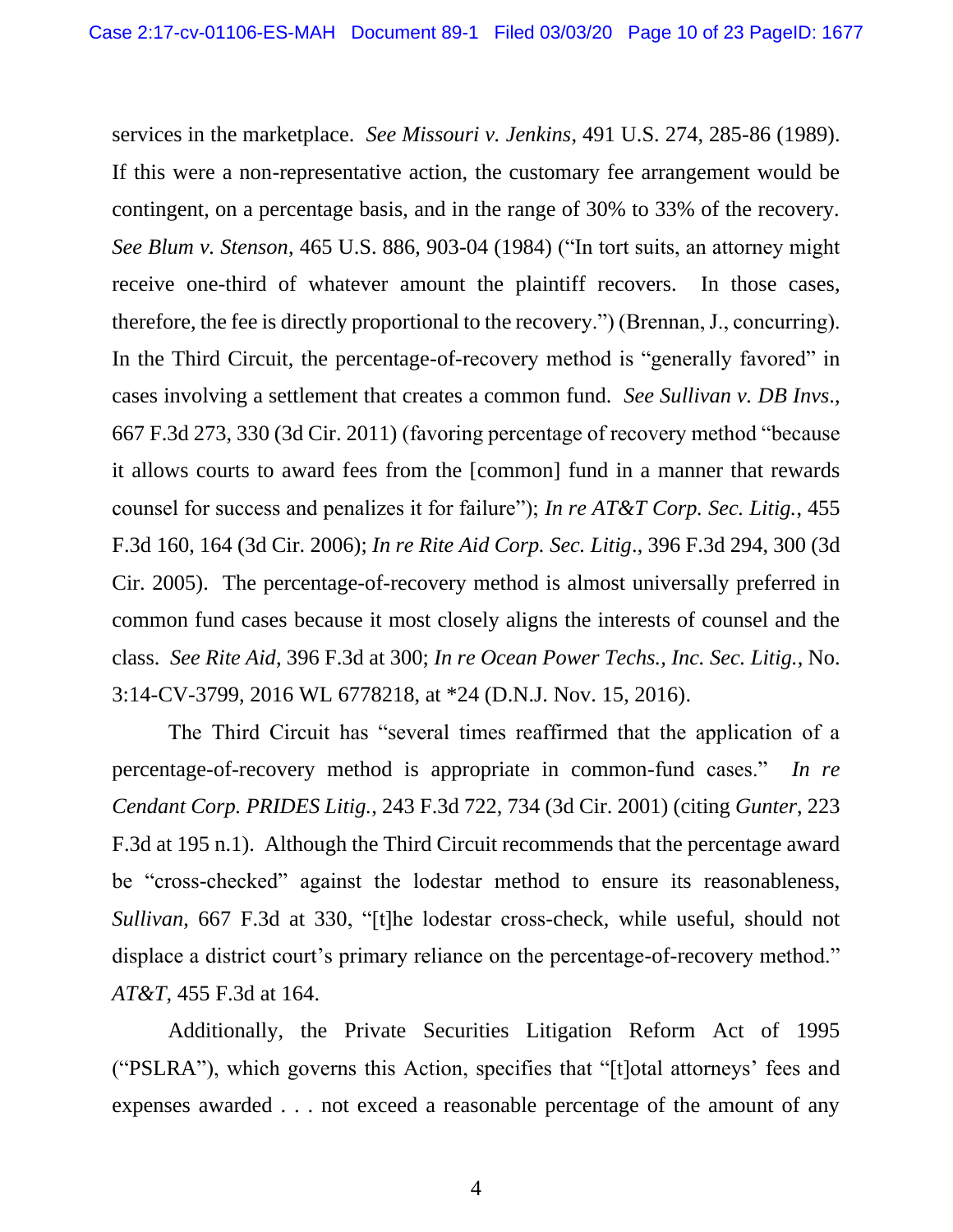services in the marketplace. *See Missouri v. Jenkins*, 491 U.S. 274, 285-86 (1989). If this were a non-representative action, the customary fee arrangement would be contingent, on a percentage basis, and in the range of 30% to 33% of the recovery. *See Blum v. Stenson*, 465 U.S. 886, 903-04 (1984) ("In tort suits, an attorney might receive one-third of whatever amount the plaintiff recovers. In those cases, therefore, the fee is directly proportional to the recovery.") (Brennan, J., concurring). In the Third Circuit, the percentage-of-recovery method is "generally favored" in cases involving a settlement that creates a common fund. *See Sullivan v. DB Invs.*, 667 F.3d 273, 330 (3d Cir. 2011) (favoring percentage of recovery method "because it allows courts to award fees from the [common] fund in a manner that rewards counsel for success and penalizes it for failure"); *In re AT&T Corp. Sec. Litig.*, 455 F.3d 160, 164 (3d Cir. 2006); *In re Rite Aid Corp. Sec. Litig.*, 396 F.3d 294, 300 (3d Cir. 2005). The percentage-of-recovery method is almost universally preferred in common fund cases because it most closely aligns the interests of counsel and the class. *See Rite Aid*, 396 F.3d at 300; *In re Ocean Power Techs., Inc. Sec. Litig.*, No. 3:14-CV-3799, 2016 WL 6778218, at *24 (D.N.J. Nov. 15, 2016).

The Third Circuit has "several times reaffirmed that the application of a percentage-of-recovery method is appropriate in common-fund cases." *In re Cendant Corp. PRIDES Litig.*, 243 F.3d 722, 734 (3d Cir. 2001) (citing *Gunter*, 223 F.3d at 195 n.1). Although the Third Circuit recommends that the percentage award be "cross-checked" against the lodestar method to ensure its reasonableness, *Sullivan*, 667 F.3d at 330, "[t]he lodestar cross-check, while useful, should not displace a district court's primary reliance on the percentage-of-recovery method." *AT&T*, 455 F.3d at 164.

Additionally, the Private Securities Litigation Reform Act of 1995 ("PSLRA"), which governs this Action, specifies that "[t]otal attorneys' fees and expenses awarded . . . not exceed a reasonable percentage of the amount of any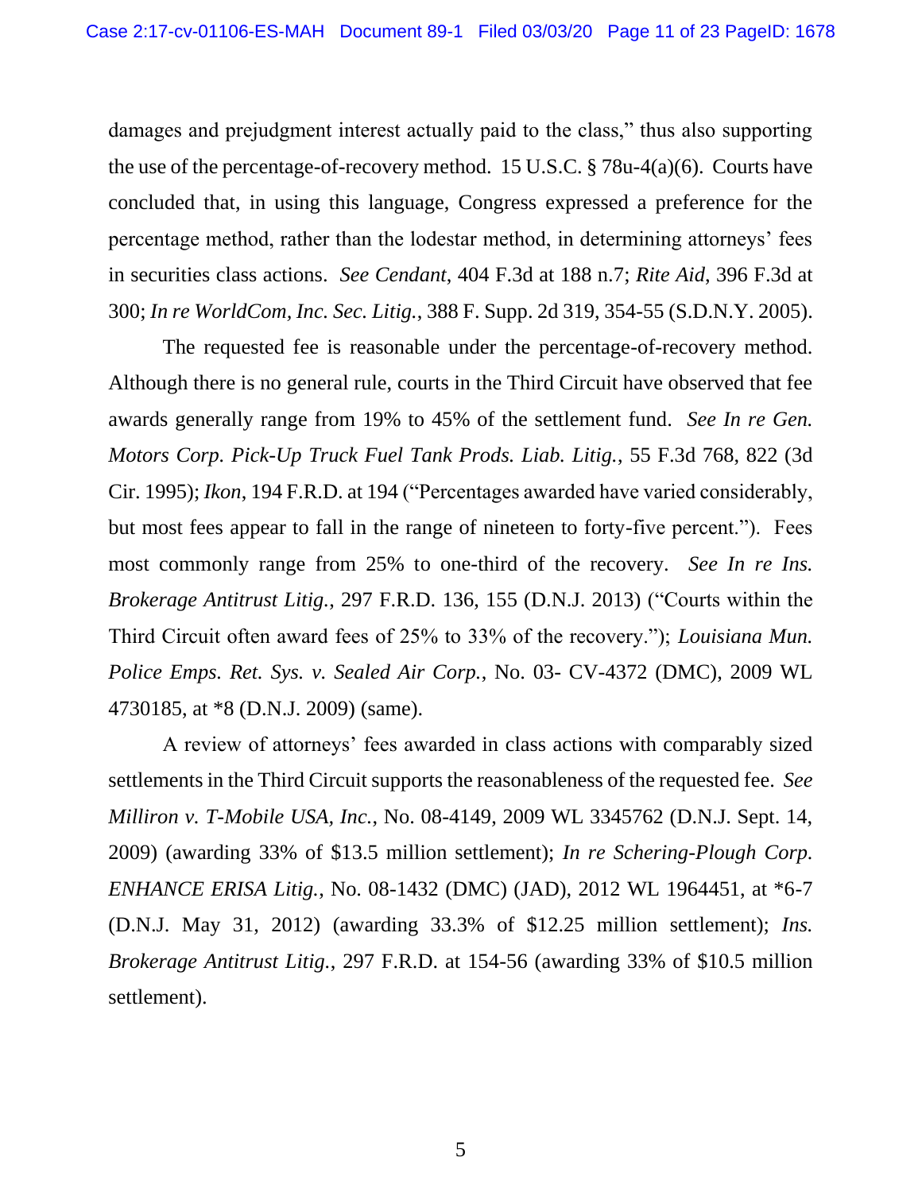damages and prejudgment interest actually paid to the class," thus also supporting the use of the percentage-of-recovery method. 15 U.S.C. § 78u-4(a)(6). Courts have concluded that, in using this language, Congress expressed a preference for the percentage method, rather than the lodestar method, in determining attorneys' fees in securities class actions. *See Cendant*, 404 F.3d at 188 n.7; *Rite Aid*, 396 F.3d at 300; *In re WorldCom, Inc. Sec. Litig.*, 388 F. Supp. 2d 319, 354-55 (S.D.N.Y. 2005).

The requested fee is reasonable under the percentage-of-recovery method. Although there is no general rule, courts in the Third Circuit have observed that fee awards generally range from 19% to 45% of the settlement fund. *See In re Gen. Motors Corp. Pick-Up Truck Fuel Tank Prods. Liab. Litig.*, 55 F.3d 768, 822 (3d Cir. 1995); *Ikon*, 194 F.R.D. at 194 ("Percentages awarded have varied considerably, but most fees appear to fall in the range of nineteen to forty-five percent."). Fees most commonly range from 25% to one-third of the recovery. *See In re Ins. Brokerage Antitrust Litig.*, 297 F.R.D. 136, 155 (D.N.J. 2013) ("Courts within the Third Circuit often award fees of 25% to 33% of the recovery."); *Louisiana Mun. Police Emps. Ret. Sys. v. Sealed Air Corp.*, No. 03- CV-4372 (DMC), 2009 WL 4730185, at *8 (D.N.J. 2009) (same).

A review of attorneys' fees awarded in class actions with comparably sized settlements in the Third Circuit supports the reasonableness of the requested fee. *See Milliron v. T-Mobile USA, Inc.*, No. 08-4149, 2009 WL 3345762 (D.N.J. Sept. 14, 2009) (awarding 33% of $13.5 million settlement); *In re Schering-Plough Corp. ENHANCE ERISA Litig.*, No. 08-1432 (DMC) (JAD), 2012 WL 1964451, at *6-7 (D.N.J. May 31, 2012) (awarding 33.3% of $12.25 million settlement); *Ins. Brokerage Antitrust Litig.*, 297 F.R.D. at 154-56 (awarding 33% of $10.5 million settlement).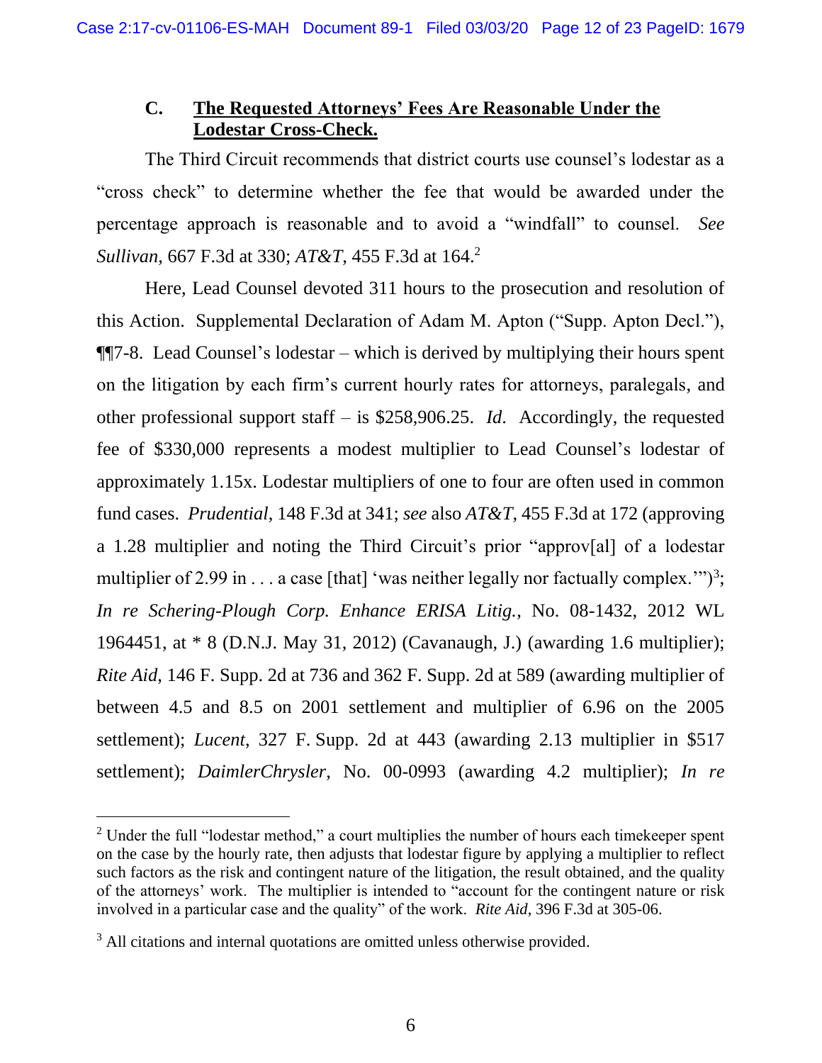### C. <u>The Requested Attorneys' Fees Are Reasonable Under the Lodestar Cross-Check.</u>

The Third Circuit recommends that district courts use counsel's lodestar as a "cross check" to determine whether the fee that would be awarded under the percentage approach is reasonable and to avoid a "windfall" to counsel. *See Sullivan*, 667 F.3d at 330; *AT&T*, 455 F.3d at 164.[2]

Here, Lead Counsel devoted 311 hours to the prosecution and resolution of this Action. Supplemental Declaration of Adam M. Apton ("Supp. Apton Decl."), ¶¶7-8. Lead Counsel's lodestar – which is derived by multiplying their hours spent on the litigation by each firm's current hourly rates for attorneys, paralegals, and other professional support staff – is $258,906.25. *Id*. Accordingly, the requested fee of $330,000 represents a modest multiplier to Lead Counsel's lodestar of approximately 1.15x. Lodestar multipliers of one to four are often used in common fund cases. *Prudential*, 148 F.3d at 341; *see* also *AT&T*, 455 F.3d at 172 (approving a 1.28 multiplier and noting the Third Circuit's prior "approv[al] of a lodestar multiplier of 2.99 in . . . a case [that] 'was neither legally nor factually complex.'")[3]; *In re Schering-Plough Corp. Enhance ERISA Litig.*, No. 08-1432, 2012 WL 1964451, at * 8 (D.N.J. May 31, 2012) (Cavanaugh, J.) (awarding 1.6 multiplier); *Rite Aid*, 146 F. Supp. 2d at 736 and 362 F. Supp. 2d at 589 (awarding multiplier of between 4.5 and 8.5 on 2001 settlement and multiplier of 6.96 on the 2005 settlement); *Lucent*, 327 F. Supp. 2d at 443 (awarding 2.13 multiplier in $517 settlement); *DaimlerChrysler*, No. 00-0993 (awarding 4.2 multiplier); *In re*

---

[2] Under the full "lodestar method," a court multiplies the number of hours each timekeeper spent on the case by the hourly rate, then adjusts that lodestar figure by applying a multiplier to reflect such factors as the risk and contingent nature of the litigation, the result obtained, and the quality of the attorneys' work. The multiplier is intended to "account for the contingent nature or risk involved in a particular case and the quality" of the work. *Rite Aid*, 396 F.3d at 305-06.

[3] All citations and internal quotations are omitted unless otherwise provided.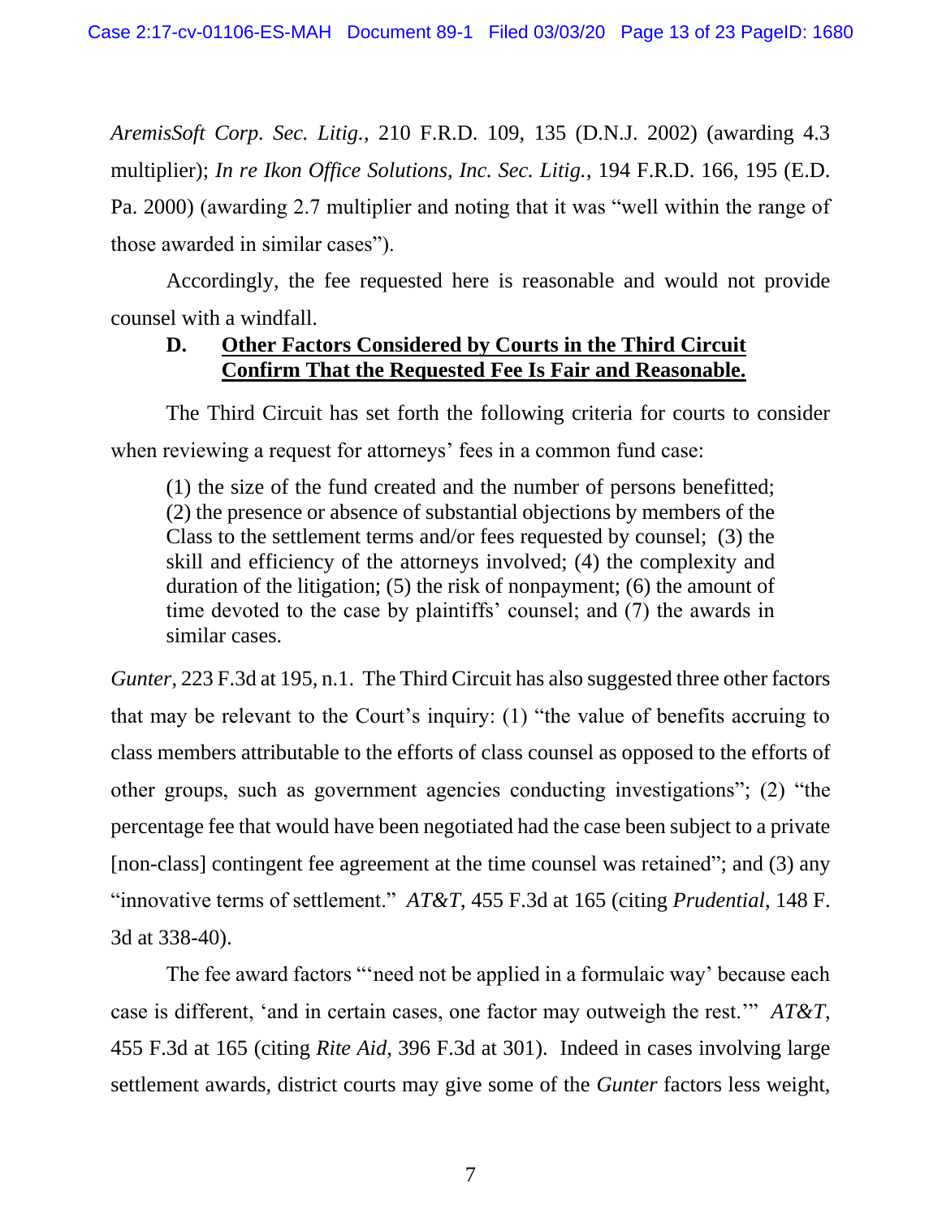*AremisSoft Corp. Sec. Litig.*, 210 F.R.D. 109, 135 (D.N.J. 2002) (awarding 4.3 multiplier); *In re Ikon Office Solutions, Inc. Sec. Litig.*, 194 F.R.D. 166, 195 (E.D. Pa. 2000) (awarding 2.7 multiplier and noting that it was "well within the range of those awarded in similar cases").

Accordingly, the fee requested here is reasonable and would not provide counsel with a windfall.

### D. Other Factors Considered by Courts in the Third Circuit Confirm That the Requested Fee Is Fair and Reasonable.

The Third Circuit has set forth the following criteria for courts to consider when reviewing a request for attorneys' fees in a common fund case:

> (1) the size of the fund created and the number of persons benefitted; (2) the presence or absence of substantial objections by members of the Class to the settlement terms and/or fees requested by counsel; (3) the skill and efficiency of the attorneys involved; (4) the complexity and duration of the litigation; (5) the risk of nonpayment; (6) the amount of time devoted to the case by plaintiffs' counsel; and (7) the awards in similar cases.

*Gunter*, 223 F.3d at 195, n.1. The Third Circuit has also suggested three other factors that may be relevant to the Court's inquiry: (1) "the value of benefits accruing to class members attributable to the efforts of class counsel as opposed to the efforts of other groups, such as government agencies conducting investigations"; (2) "the percentage fee that would have been negotiated had the case been subject to a private [non-class] contingent fee agreement at the time counsel was retained"; and (3) any "innovative terms of settlement." *AT&T*, 455 F.3d at 165 (citing *Prudential*, 148 F. 3d at 338-40).

The fee award factors "'need not be applied in a formulaic way' because each case is different, 'and in certain cases, one factor may outweigh the rest.'" *AT&T*, 455 F.3d at 165 (citing *Rite Aid*, 396 F.3d at 301). Indeed in cases involving large settlement awards, district courts may give some of the *Gunter* factors less weight,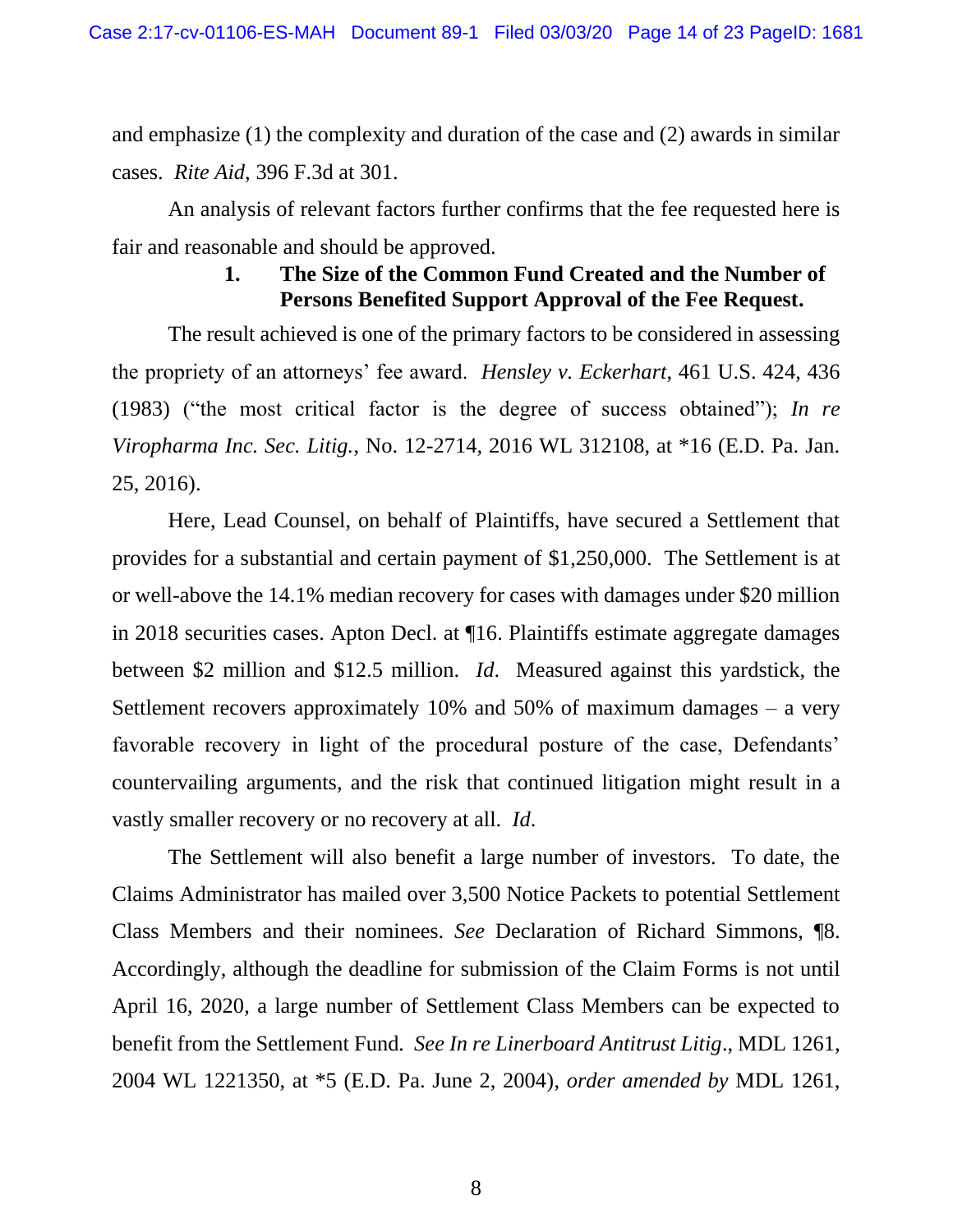and emphasize (1) the complexity and duration of the case and (2) awards in similar cases. *Rite Aid*, 396 F.3d at 301.

An analysis of relevant factors further confirms that the fee requested here is fair and reasonable and should be approved.

### 1. The Size of the Common Fund Created and the Number of Persons Benefited Support Approval of the Fee Request.

The result achieved is one of the primary factors to be considered in assessing the propriety of an attorneys' fee award. *Hensley v. Eckerhart*, 461 U.S. 424, 436 (1983) ("the most critical factor is the degree of success obtained"); *In re Viropharma Inc. Sec. Litig.*, No. 12-2714, 2016 WL 312108, at *16 (E.D. Pa. Jan. 25, 2016).

Here, Lead Counsel, on behalf of Plaintiffs, have secured a Settlement that provides for a substantial and certain payment of $1,250,000. The Settlement is at or well-above the 14.1% median recovery for cases with damages under $20 million in 2018 securities cases. Apton Decl. at ¶16. Plaintiffs estimate aggregate damages between $2 million and $12.5 million. *Id*. Measured against this yardstick, the Settlement recovers approximately 10% and 50% of maximum damages – a very favorable recovery in light of the procedural posture of the case, Defendants' countervailing arguments, and the risk that continued litigation might result in a vastly smaller recovery or no recovery at all. *Id*.

The Settlement will also benefit a large number of investors. To date, the Claims Administrator has mailed over 3,500 Notice Packets to potential Settlement Class Members and their nominees. *See* Declaration of Richard Simmons, ¶8. Accordingly, although the deadline for submission of the Claim Forms is not until April 16, 2020, a large number of Settlement Class Members can be expected to benefit from the Settlement Fund. *See In re Linerboard Antitrust Litig*., MDL 1261, 2004 WL 1221350, at *5 (E.D. Pa. June 2, 2004), *order amended by* MDL 1261,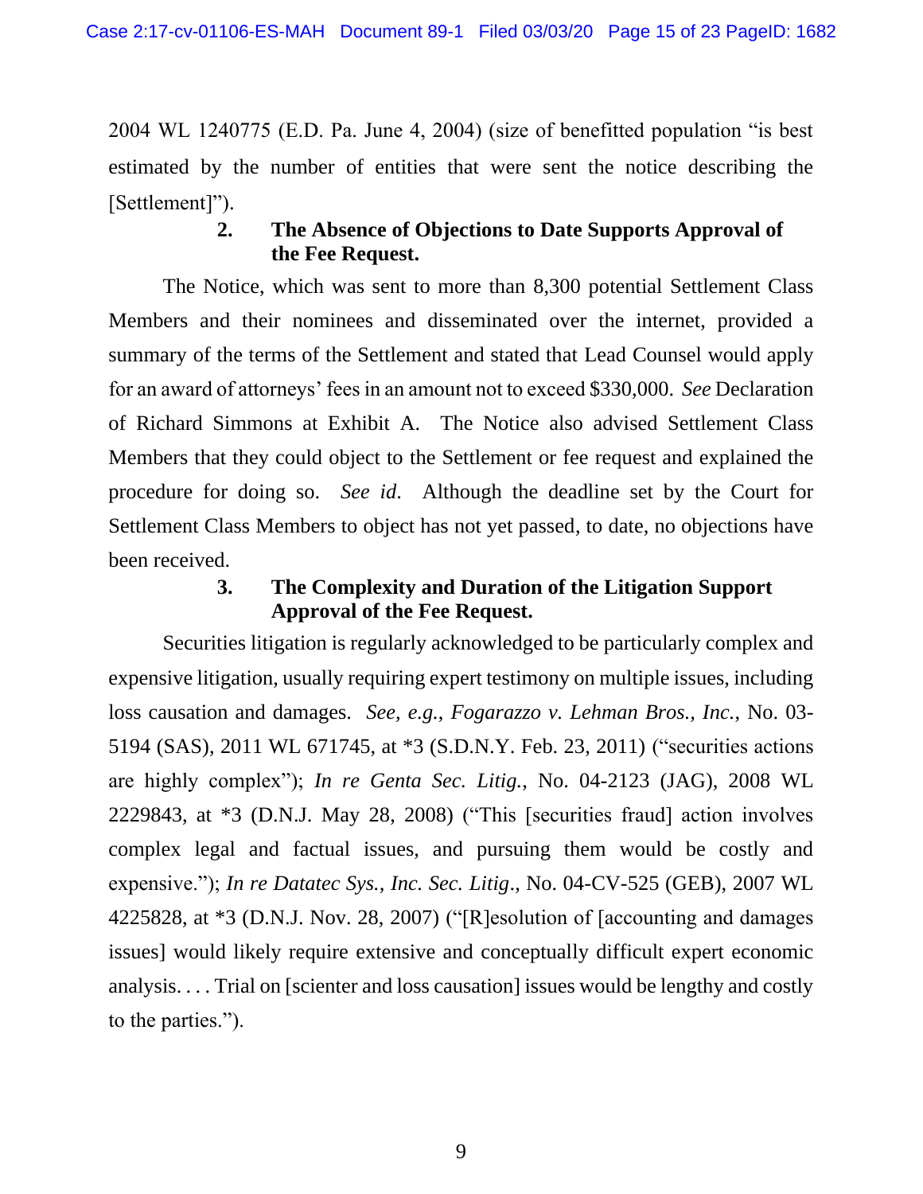2004 WL 1240775 (E.D. Pa. June 4, 2004) (size of benefitted population "is best estimated by the number of entities that were sent the notice describing the [Settlement]").

### 2. The Absence of Objections to Date Supports Approval of the Fee Request.

The Notice, which was sent to more than 8,300 potential Settlement Class Members and their nominees and disseminated over the internet, provided a summary of the terms of the Settlement and stated that Lead Counsel would apply for an award of attorneys' fees in an amount not to exceed $330,000. *See* Declaration of Richard Simmons at Exhibit A. The Notice also advised Settlement Class Members that they could object to the Settlement or fee request and explained the procedure for doing so. *See id.* Although the deadline set by the Court for Settlement Class Members to object has not yet passed, to date, no objections have been received.

### 3. The Complexity and Duration of the Litigation Support Approval of the Fee Request.

Securities litigation is regularly acknowledged to be particularly complex and expensive litigation, usually requiring expert testimony on multiple issues, including loss causation and damages. *See, e.g.*, *Fogarazzo v. Lehman Bros., Inc.*, No. 03-5194 (SAS), 2011 WL 671745, at *3 (S.D.N.Y. Feb. 23, 2011) ("securities actions are highly complex"); *In re Genta Sec. Litig.*, No. 04-2123 (JAG), 2008 WL 2229843, at *3 (D.N.J. May 28, 2008) ("This [securities fraud] action involves complex legal and factual issues, and pursuing them would be costly and expensive."); *In re Datatec Sys., Inc. Sec. Litig*., No. 04-CV-525 (GEB), 2007 WL 4225828, at *3 (D.N.J. Nov. 28, 2007) ("[R]esolution of [accounting and damages issues] would likely require extensive and conceptually difficult expert economic analysis. . . . Trial on [scienter and loss causation] issues would be lengthy and costly to the parties.").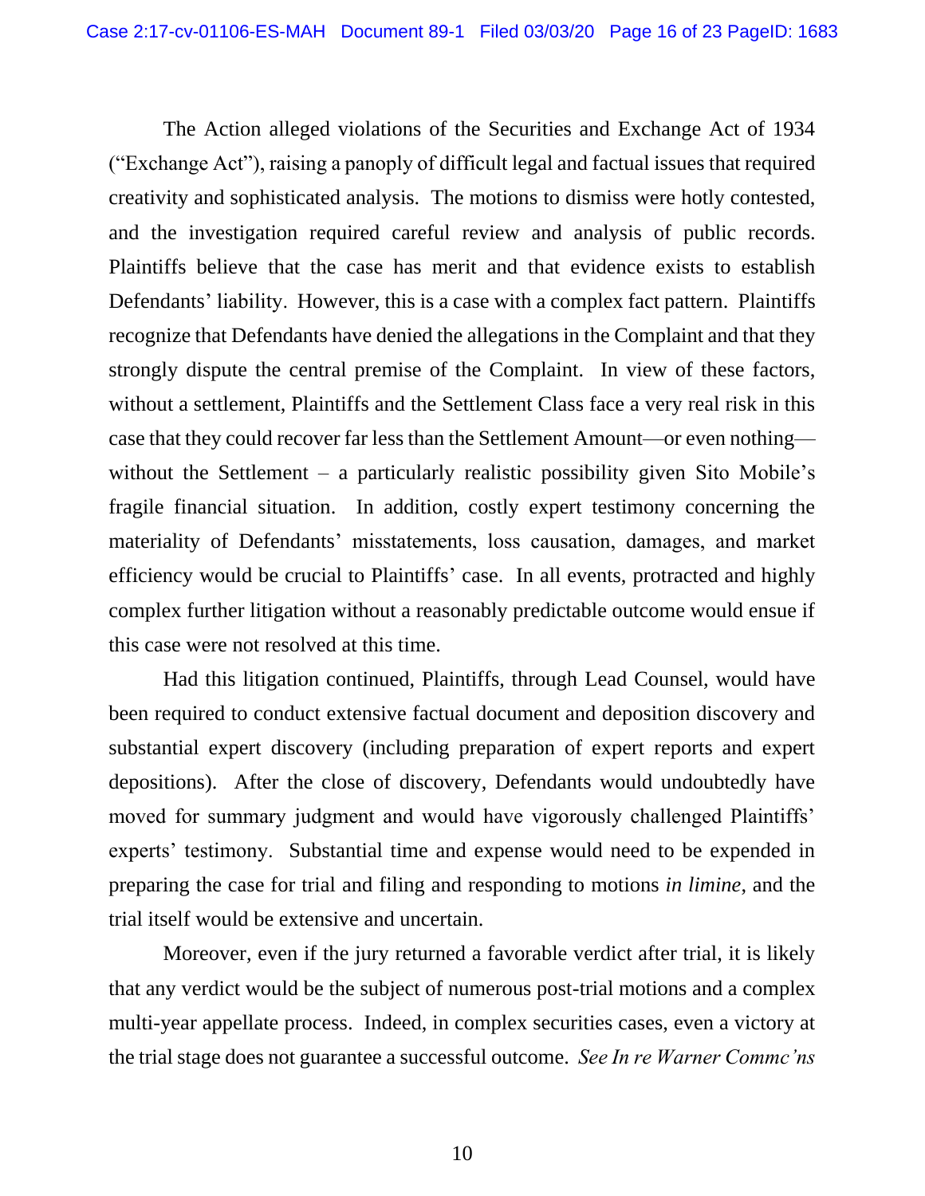The Action alleged violations of the Securities and Exchange Act of 1934 ("Exchange Act"), raising a panoply of difficult legal and factual issues that required creativity and sophisticated analysis. The motions to dismiss were hotly contested, and the investigation required careful review and analysis of public records. Plaintiffs believe that the case has merit and that evidence exists to establish Defendants' liability. However, this is a case with a complex fact pattern. Plaintiffs recognize that Defendants have denied the allegations in the Complaint and that they strongly dispute the central premise of the Complaint. In view of these factors, without a settlement, Plaintiffs and the Settlement Class face a very real risk in this case that they could recover far less than the Settlement Amount—or even nothing—without the Settlement – a particularly realistic possibility given Sito Mobile's fragile financial situation. In addition, costly expert testimony concerning the materiality of Defendants' misstatements, loss causation, damages, and market efficiency would be crucial to Plaintiffs' case. In all events, protracted and highly complex further litigation without a reasonably predictable outcome would ensue if this case were not resolved at this time.

Had this litigation continued, Plaintiffs, through Lead Counsel, would have been required to conduct extensive factual document and deposition discovery and substantial expert discovery (including preparation of expert reports and expert depositions). After the close of discovery, Defendants would undoubtedly have moved for summary judgment and would have vigorously challenged Plaintiffs' experts' testimony. Substantial time and expense would need to be expended in preparing the case for trial and filing and responding to motions *in limine*, and the trial itself would be extensive and uncertain.

Moreover, even if the jury returned a favorable verdict after trial, it is likely that any verdict would be the subject of numerous post-trial motions and a complex multi-year appellate process. Indeed, in complex securities cases, even a victory at the trial stage does not guarantee a successful outcome. *See In re Warner Commc'ns*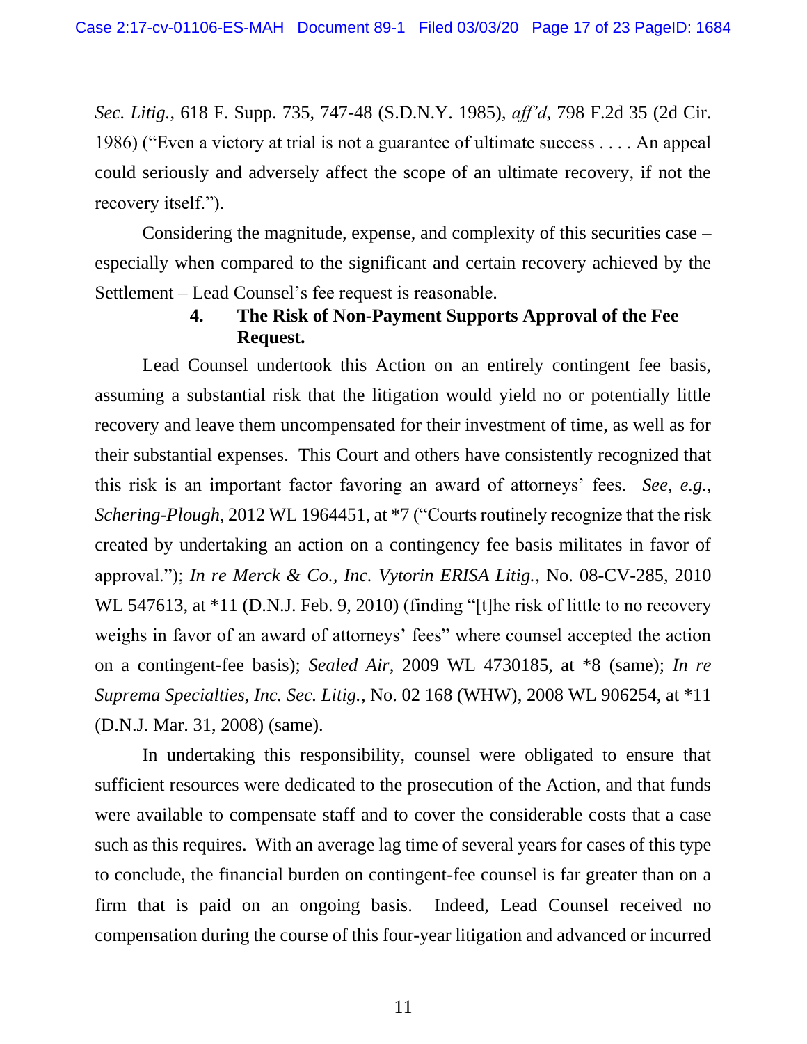*Sec. Litig.*, 618 F. Supp. 735, 747-48 (S.D.N.Y. 1985), *aff'd*, 798 F.2d 35 (2d Cir. 1986) ("Even a victory at trial is not a guarantee of ultimate success . . . . An appeal could seriously and adversely affect the scope of an ultimate recovery, if not the recovery itself.").

Considering the magnitude, expense, and complexity of this securities case – especially when compared to the significant and certain recovery achieved by the Settlement – Lead Counsel's fee request is reasonable.

#### 4. The Risk of Non-Payment Supports Approval of the Fee Request.

Lead Counsel undertook this Action on an entirely contingent fee basis, assuming a substantial risk that the litigation would yield no or potentially little recovery and leave them uncompensated for their investment of time, as well as for their substantial expenses. This Court and others have consistently recognized that this risk is an important factor favoring an award of attorneys' fees. *See, e.g.*, *Schering-Plough*, 2012 WL 1964451, at *7 ("Courts routinely recognize that the risk created by undertaking an action on a contingency fee basis militates in favor of approval."); *In re Merck & Co., Inc. Vytorin ERISA Litig.*, No. 08-CV-285, 2010 WL 547613, at *11 (D.N.J. Feb. 9, 2010) (finding "[t]he risk of little to no recovery weighs in favor of an award of attorneys' fees" where counsel accepted the action on a contingent-fee basis); *Sealed Air*, 2009 WL 4730185, at *8 (same); *In re Suprema Specialties, Inc. Sec. Litig.*, No. 02 168 (WHW), 2008 WL 906254, at *11 (D.N.J. Mar. 31, 2008) (same).

In undertaking this responsibility, counsel were obligated to ensure that sufficient resources were dedicated to the prosecution of the Action, and that funds were available to compensate staff and to cover the considerable costs that a case such as this requires. With an average lag time of several years for cases of this type to conclude, the financial burden on contingent-fee counsel is far greater than on a firm that is paid on an ongoing basis. Indeed, Lead Counsel received no compensation during the course of this four-year litigation and advanced or incurred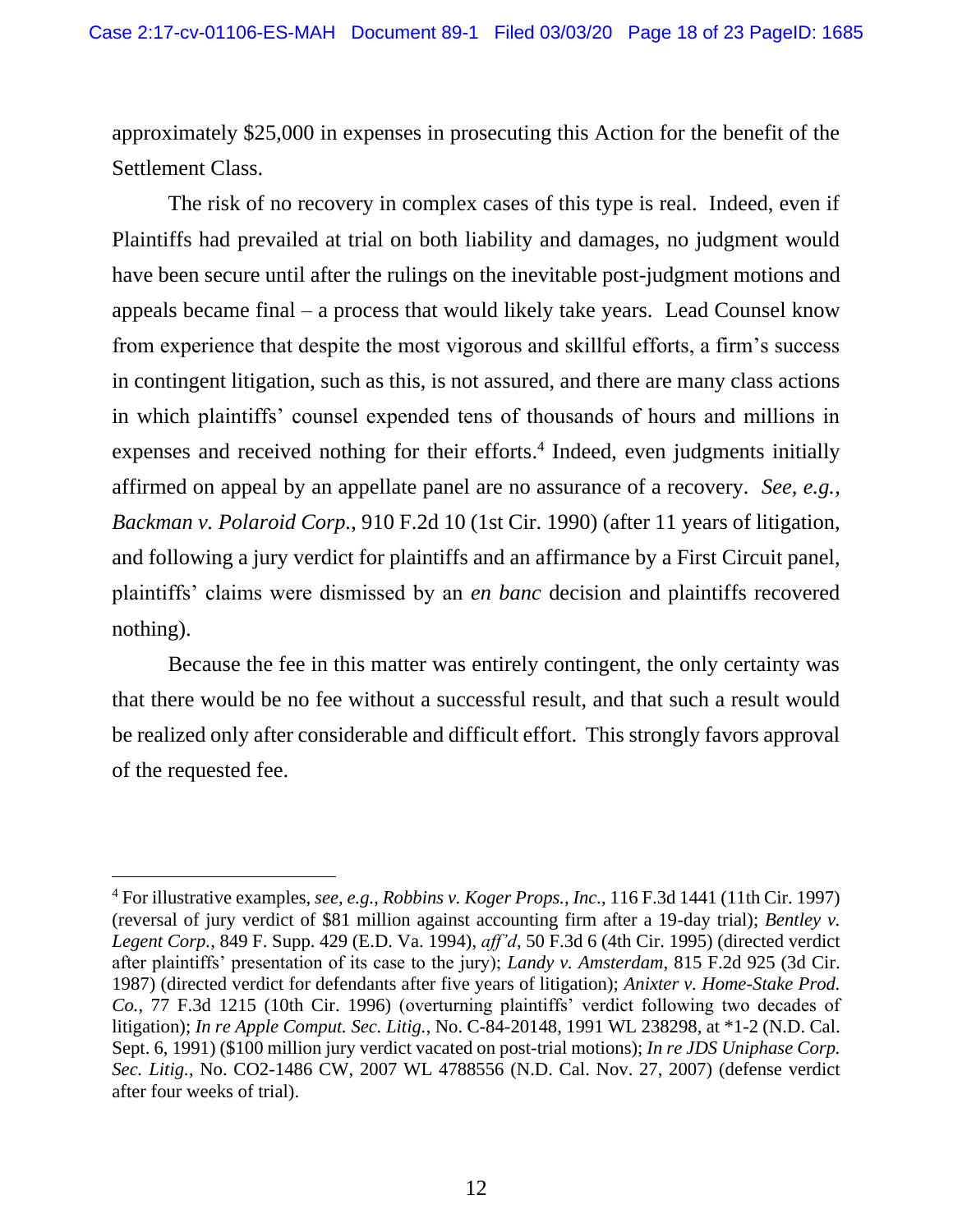approximately $25,000 in expenses in prosecuting this Action for the benefit of the Settlement Class.

The risk of no recovery in complex cases of this type is real. Indeed, even if Plaintiffs had prevailed at trial on both liability and damages, no judgment would have been secure until after the rulings on the inevitable post-judgment motions and appeals became final – a process that would likely take years. Lead Counsel know from experience that despite the most vigorous and skillful efforts, a firm's success in contingent litigation, such as this, is not assured, and there are many class actions in which plaintiffs' counsel expended tens of thousands of hours and millions in expenses and received nothing for their efforts.[4] Indeed, even judgments initially affirmed on appeal by an appellate panel are no assurance of a recovery. *See, e.g.*, *Backman v. Polaroid Corp.*, 910 F.2d 10 (1st Cir. 1990) (after 11 years of litigation, and following a jury verdict for plaintiffs and an affirmance by a First Circuit panel, plaintiffs' claims were dismissed by an *en banc* decision and plaintiffs recovered nothing).

Because the fee in this matter was entirely contingent, the only certainty was that there would be no fee without a successful result, and that such a result would be realized only after considerable and difficult effort. This strongly favors approval of the requested fee.

---

[4] For illustrative examples, *see, e.g.*, *Robbins v. Koger Props., Inc.*, 116 F.3d 1441 (11th Cir. 1997) (reversal of jury verdict of $81 million against accounting firm after a 19-day trial); *Bentley v. Legent Corp.*, 849 F. Supp. 429 (E.D. Va. 1994), *aff'd*, 50 F.3d 6 (4th Cir. 1995) (directed verdict after plaintiffs' presentation of its case to the jury); *Landy v. Amsterdam*, 815 F.2d 925 (3d Cir. 1987) (directed verdict for defendants after five years of litigation); *Anixter v. Home-Stake Prod. Co.*, 77 F.3d 1215 (10th Cir. 1996) (overturning plaintiffs' verdict following two decades of litigation); *In re Apple Comput. Sec. Litig.*, No. C-84-20148, 1991 WL 238298, at *1-2 (N.D. Cal. Sept. 6, 1991) ($100 million jury verdict vacated on post-trial motions); *In re JDS Uniphase Corp. Sec. Litig.*, No. CO2-1486 CW, 2007 WL 4788556 (N.D. Cal. Nov. 27, 2007) (defense verdict after four weeks of trial).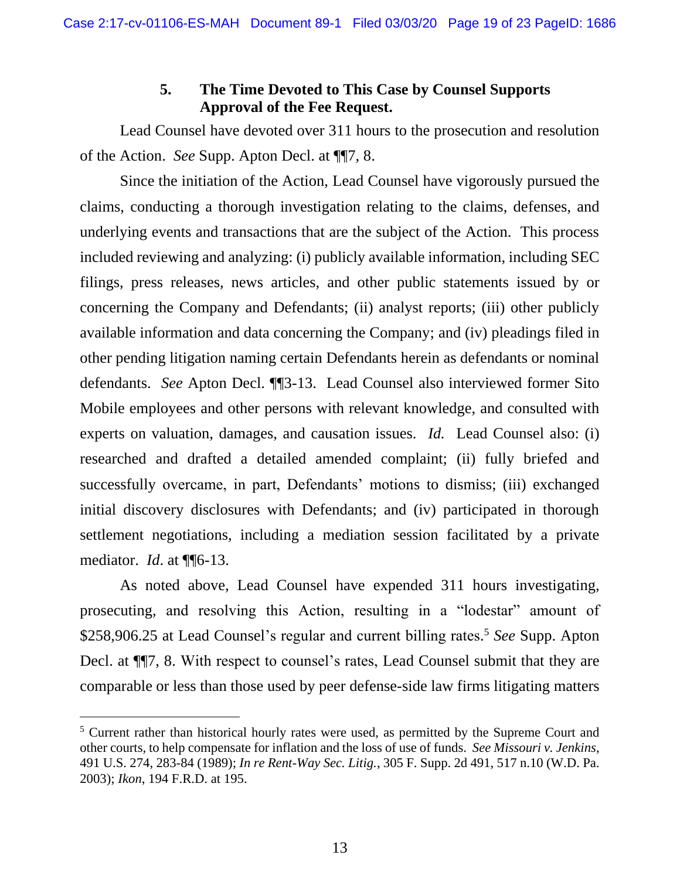### 5. The Time Devoted to This Case by Counsel Supports Approval of the Fee Request.

Lead Counsel have devoted over 311 hours to the prosecution and resolution of the Action. *See* Supp. Apton Decl. at ¶¶7, 8.

Since the initiation of the Action, Lead Counsel have vigorously pursued the claims, conducting a thorough investigation relating to the claims, defenses, and underlying events and transactions that are the subject of the Action. This process included reviewing and analyzing: (i) publicly available information, including SEC filings, press releases, news articles, and other public statements issued by or concerning the Company and Defendants; (ii) analyst reports; (iii) other publicly available information and data concerning the Company; and (iv) pleadings filed in other pending litigation naming certain Defendants herein as defendants or nominal defendants. *See* Apton Decl. ¶¶3-13. Lead Counsel also interviewed former Sito Mobile employees and other persons with relevant knowledge, and consulted with experts on valuation, damages, and causation issues. *Id.* Lead Counsel also: (i) researched and drafted a detailed amended complaint; (ii) fully briefed and successfully overcame, in part, Defendants' motions to dismiss; (iii) exchanged initial discovery disclosures with Defendants; and (iv) participated in thorough settlement negotiations, including a mediation session facilitated by a private mediator. *Id*. at ¶¶6-13.

As noted above, Lead Counsel have expended 311 hours investigating, prosecuting, and resolving this Action, resulting in a "lodestar" amount of $258,906.25 at Lead Counsel's regular and current billing rates.[5] *See* Supp. Apton Decl. at ¶¶7, 8. With respect to counsel's rates, Lead Counsel submit that they are comparable or less than those used by peer defense-side law firms litigating matters

[5] Current rather than historical hourly rates were used, as permitted by the Supreme Court and other courts, to help compensate for inflation and the loss of use of funds. *See Missouri v. Jenkins*, 491 U.S. 274, 283-84 (1989); *In re Rent-Way Sec. Litig.*, 305 F. Supp. 2d 491, 517 n.10 (W.D. Pa. 2003); *Ikon*, 194 F.R.D. at 195.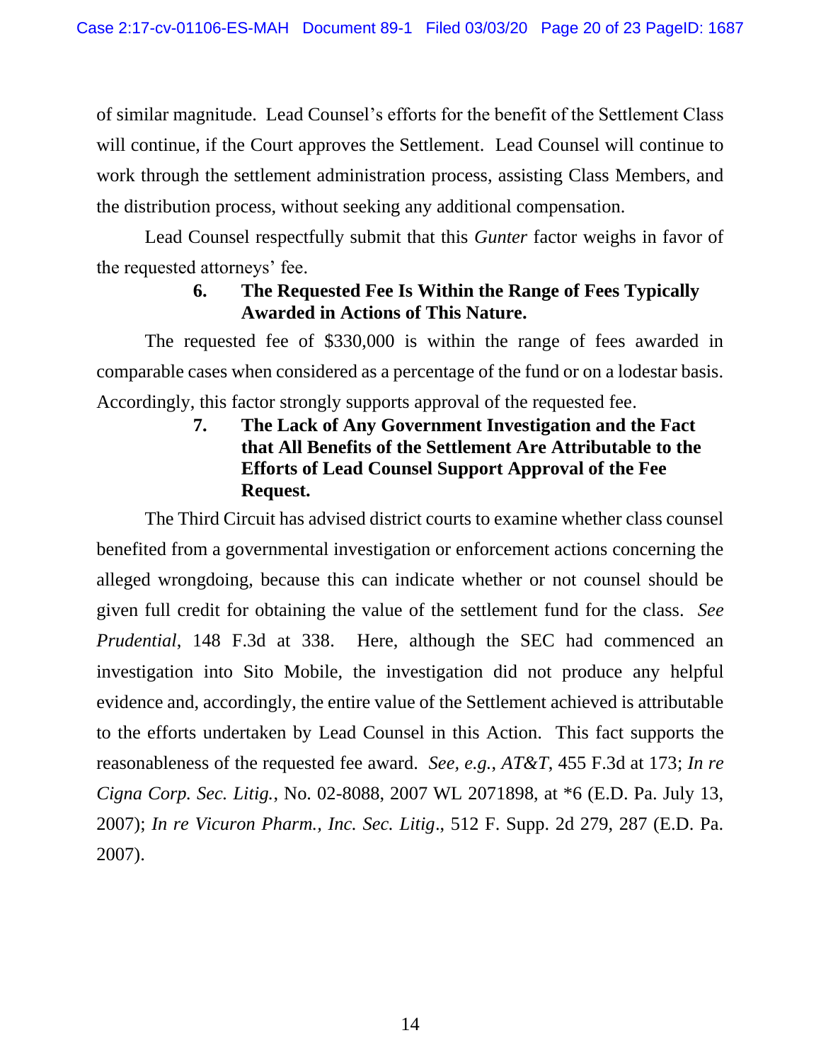of similar magnitude. Lead Counsel's efforts for the benefit of the Settlement Class will continue, if the Court approves the Settlement. Lead Counsel will continue to work through the settlement administration process, assisting Class Members, and the distribution process, without seeking any additional compensation.

Lead Counsel respectfully submit that this *Gunter* factor weighs in favor of the requested attorneys' fee.

### 6. The Requested Fee Is Within the Range of Fees Typically Awarded in Actions of This Nature.

The requested fee of $330,000 is within the range of fees awarded in comparable cases when considered as a percentage of the fund or on a lodestar basis. Accordingly, this factor strongly supports approval of the requested fee.

### 7. The Lack of Any Government Investigation and the Fact that All Benefits of the Settlement Are Attributable to the Efforts of Lead Counsel Support Approval of the Fee Request.

The Third Circuit has advised district courts to examine whether class counsel benefited from a governmental investigation or enforcement actions concerning the alleged wrongdoing, because this can indicate whether or not counsel should be given full credit for obtaining the value of the settlement fund for the class. *See Prudential*, 148 F.3d at 338. Here, although the SEC had commenced an investigation into Sito Mobile, the investigation did not produce any helpful evidence and, accordingly, the entire value of the Settlement achieved is attributable to the efforts undertaken by Lead Counsel in this Action. This fact supports the reasonableness of the requested fee award. *See, e.g.*, *AT&T*, 455 F.3d at 173; *In re Cigna Corp. Sec. Litig.*, No. 02-8088, 2007 WL 2071898, at *6 (E.D. Pa. July 13, 2007); *In re Vicuron Pharm., Inc. Sec. Litig*., 512 F. Supp. 2d 279, 287 (E.D. Pa. 2007).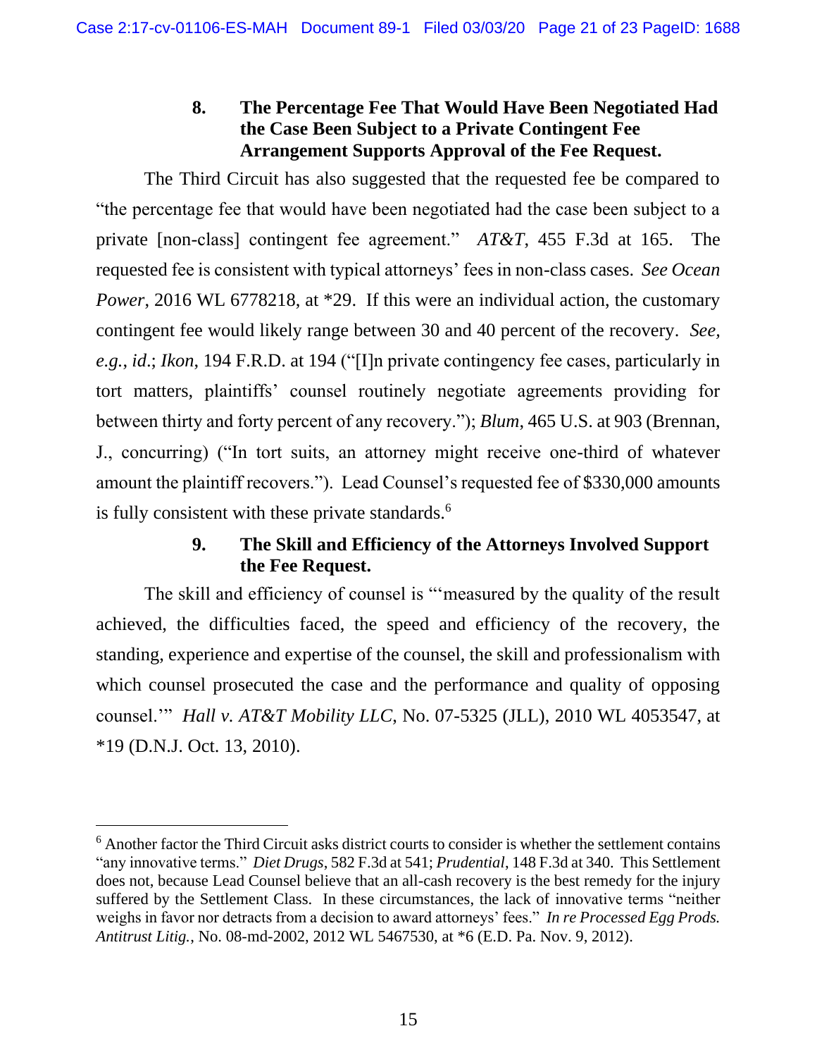### 8. The Percentage Fee That Would Have Been Negotiated Had the Case Been Subject to a Private Contingent Fee Arrangement Supports Approval of the Fee Request.

The Third Circuit has also suggested that the requested fee be compared to "the percentage fee that would have been negotiated had the case been subject to a private [non-class] contingent fee agreement." *AT&T*, 455 F.3d at 165. The requested fee is consistent with typical attorneys' fees in non-class cases. *See Ocean Power*, 2016 WL 6778218, at *29. If this were an individual action, the customary contingent fee would likely range between 30 and 40 percent of the recovery. *See, e.g.*, *id*.; *Ikon*, 194 F.R.D. at 194 ("[I]n private contingency fee cases, particularly in tort matters, plaintiffs' counsel routinely negotiate agreements providing for between thirty and forty percent of any recovery."); *Blum*, 465 U.S. at 903 (Brennan, J., concurring) ("In tort suits, an attorney might receive one-third of whatever amount the plaintiff recovers."). Lead Counsel's requested fee of $330,000 amounts is fully consistent with these private standards.[6]

### 9. The Skill and Efficiency of the Attorneys Involved Support the Fee Request.

The skill and efficiency of counsel is "'measured by the quality of the result achieved, the difficulties faced, the speed and efficiency of the recovery, the standing, experience and expertise of the counsel, the skill and professionalism with which counsel prosecuted the case and the performance and quality of opposing counsel.'" *Hall v. AT&T Mobility LLC*, No. 07-5325 (JLL), 2010 WL 4053547, at *19 (D.N.J. Oct. 13, 2010).

---

[6] Another factor the Third Circuit asks district courts to consider is whether the settlement contains "any innovative terms." *Diet Drugs*, 582 F.3d at 541; *Prudential*, 148 F.3d at 340. This Settlement does not, because Lead Counsel believe that an all-cash recovery is the best remedy for the injury suffered by the Settlement Class. In these circumstances, the lack of innovative terms "neither weighs in favor nor detracts from a decision to award attorneys' fees." *In re Processed Egg Prods. Antitrust Litig.*, No. 08-md-2002, 2012 WL 5467530, at *6 (E.D. Pa. Nov. 9, 2012).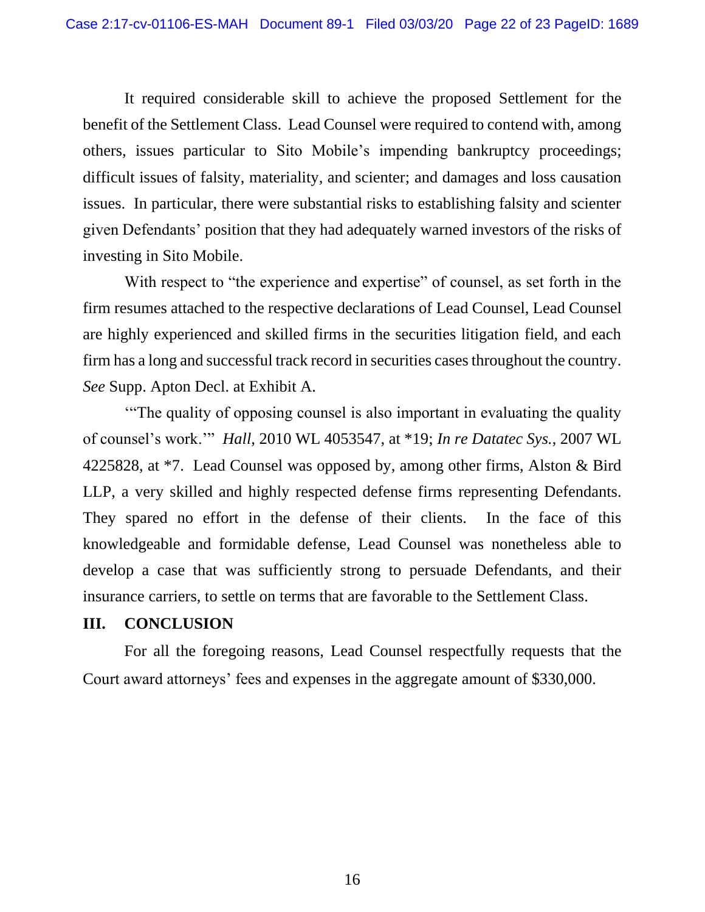It required considerable skill to achieve the proposed Settlement for the benefit of the Settlement Class. Lead Counsel were required to contend with, among others, issues particular to Sito Mobile's impending bankruptcy proceedings; difficult issues of falsity, materiality, and scienter; and damages and loss causation issues. In particular, there were substantial risks to establishing falsity and scienter given Defendants' position that they had adequately warned investors of the risks of investing in Sito Mobile.

With respect to "the experience and expertise" of counsel, as set forth in the firm resumes attached to the respective declarations of Lead Counsel, Lead Counsel are highly experienced and skilled firms in the securities litigation field, and each firm has a long and successful track record in securities cases throughout the country. *See* Supp. Apton Decl. at Exhibit A.

'"The quality of opposing counsel is also important in evaluating the quality of counsel's work.'" *Hall*, 2010 WL 4053547, at *19; *In re Datatec Sys.*, 2007 WL 4225828, at *7. Lead Counsel was opposed by, among other firms, Alston & Bird LLP, a very skilled and highly respected defense firms representing Defendants. They spared no effort in the defense of their clients. In the face of this knowledgeable and formidable defense, Lead Counsel was nonetheless able to develop a case that was sufficiently strong to persuade Defendants, and their insurance carriers, to settle on terms that are favorable to the Settlement Class.

## III. CONCLUSION

For all the foregoing reasons, Lead Counsel respectfully requests that the Court award attorneys' fees and expenses in the aggregate amount of $330,000.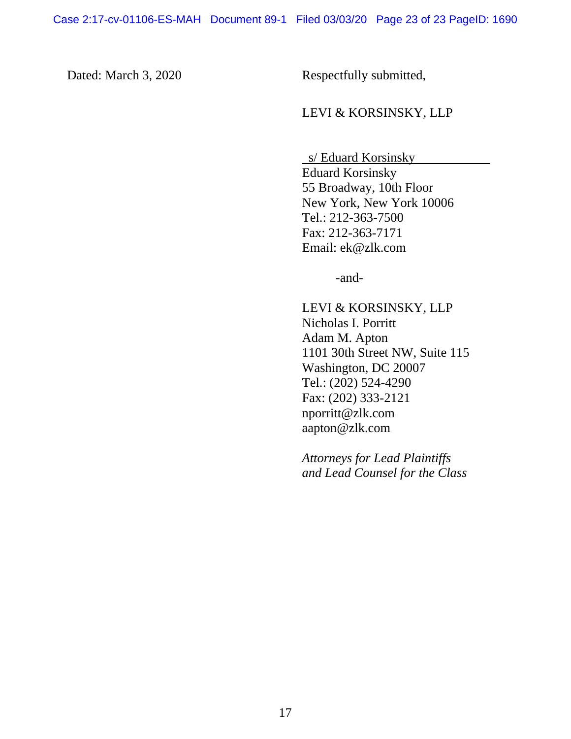Dated: March 3, 2020

Respectfully submitted,

LEVI & KORSINSKY, LLP

s/ Eduard Korsinsky
Eduard Korsinsky
55 Broadway, 10th Floor
New York, New York 10006
Tel.: 212-363-7500
Fax: 212-363-7171
Email: ek@zlk.com

-and-

LEVI & KORSINSKY, LLP
Nicholas I. Porritt
Adam M. Apton
1101 30th Street NW, Suite 115
Washington, DC 20007
Tel.: (202) 524-4290
Fax: (202) 333-2121
nporritt@zlk.com
aapton@zlk.com

*Attorneys for Lead Plaintiffs and Lead Counsel for the Class*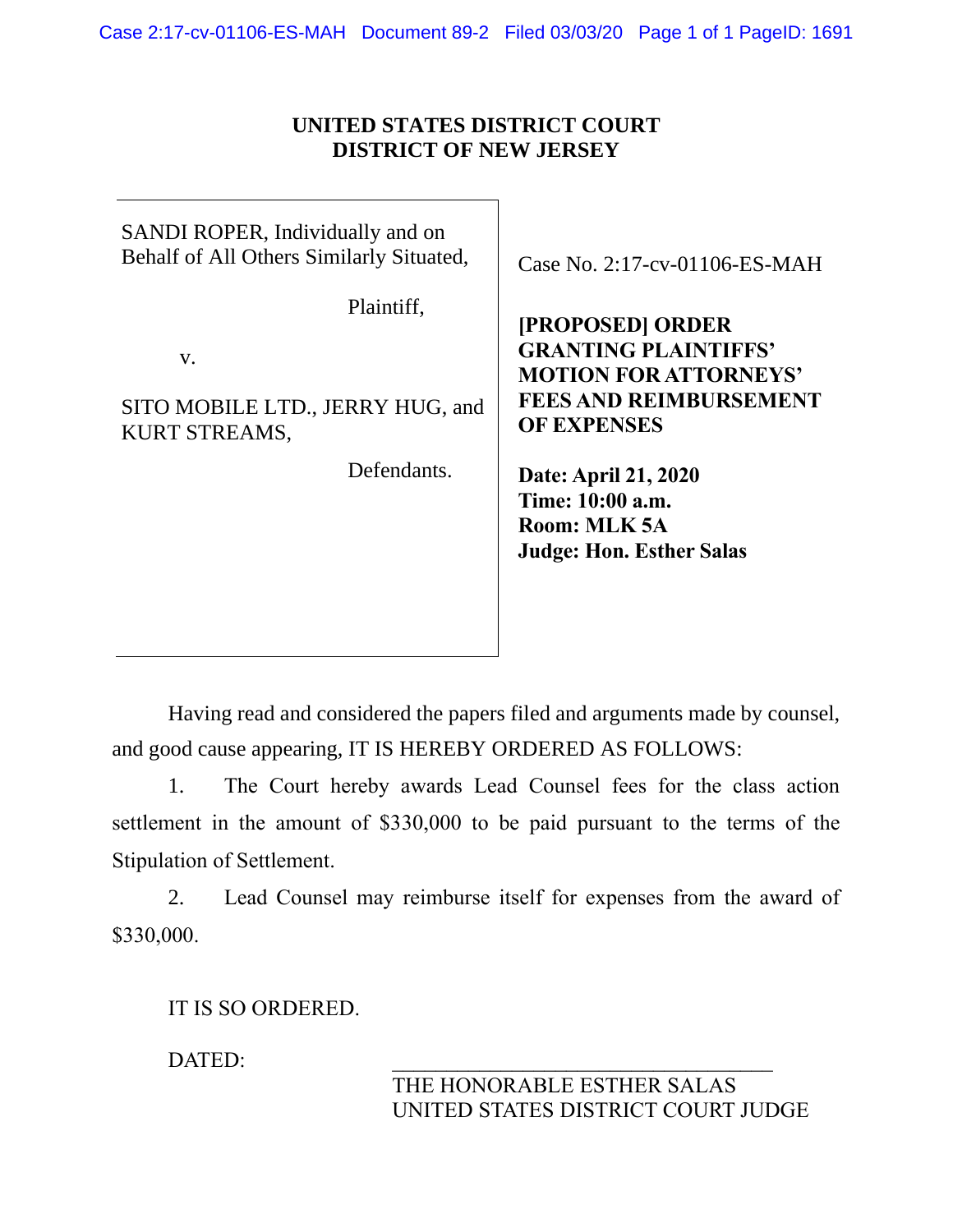**UNITED STATES DISTRICT COURT**
**DISTRICT OF NEW JERSEY**

| | |
|---|---|
| SANDI ROPER, Individually and on Behalf of All Others Similarly Situated,<br><br>Plaintiff,<br><br>v.<br><br>SITO MOBILE LTD., JERRY HUG, and KURT STREAMS,<br><br>Defendants. | Case No. 2:17-cv-01106-ES-MAH<br><br>**[PROPOSED] ORDER GRANTING PLAINTIFFS' MOTION FOR ATTORNEYS' FEES AND REIMBURSEMENT OF EXPENSES**<br><br>**Date: April 21, 2020**<br>**Time: 10:00 a.m.**<br>**Room: MLK 5A**<br>**Judge: Hon. Esther Salas** |

Having read and considered the papers filed and arguments made by counsel, and good cause appearing, IT IS HEREBY ORDERED AS FOLLOWS:

1. The Court hereby awards Lead Counsel fees for the class action settlement in the amount of $330,000 to be paid pursuant to the terms of the Stipulation of Settlement.

2. Lead Counsel may reimburse itself for expenses from the award of $330,000.

IT IS SO ORDERED.

DATED:

\_\_\_\_\_\_\_\_\_\_\_\_\_\_\_\_\_\_\_\_\_\_\_\_\_\_\_\_\_\_\_\_\_\_\_
THE HONORABLE ESTHER SALAS
UNITED STATES DISTRICT COURT JUDGE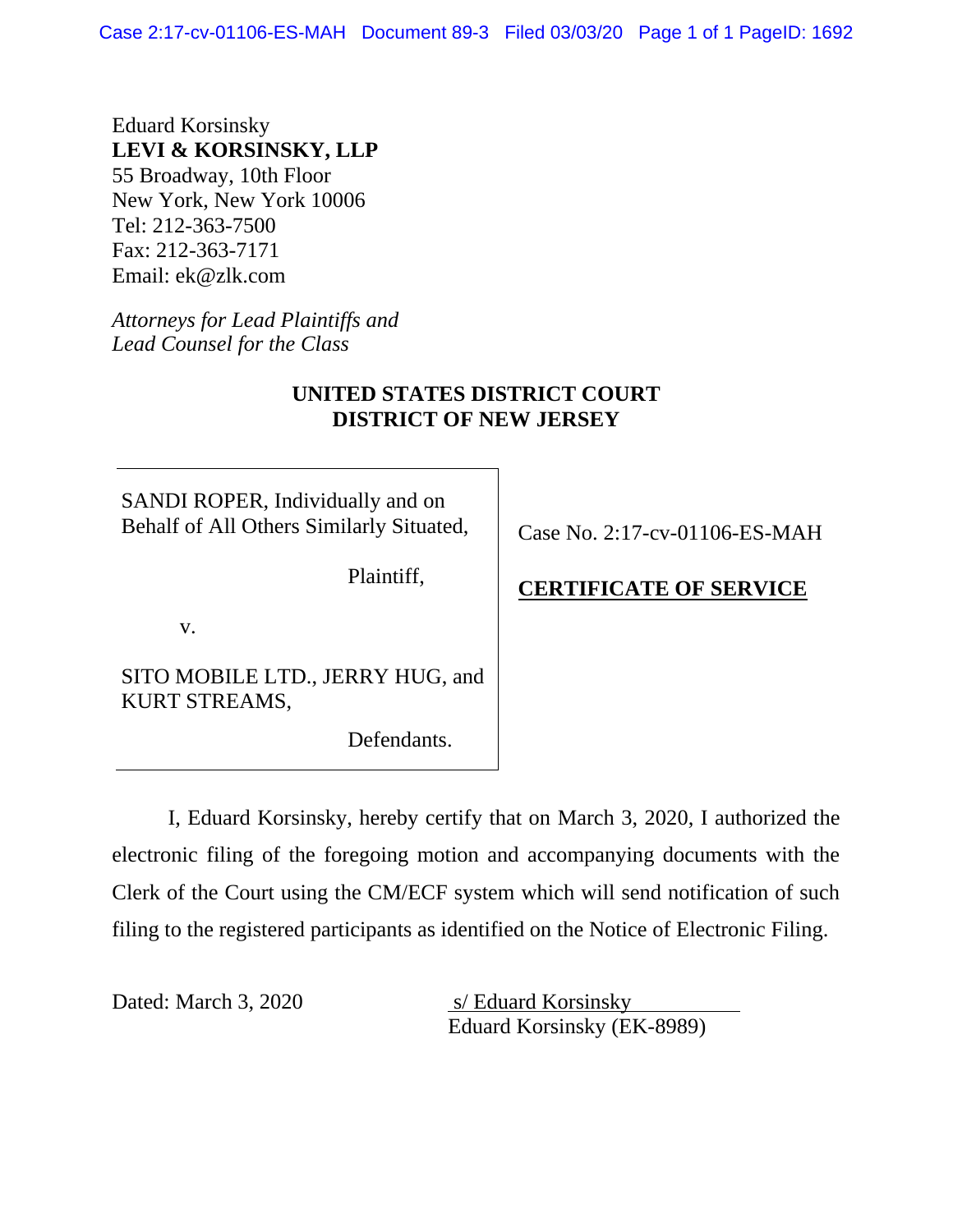Eduard Korsinsky
**LEVI & KORSINSKY, LLP**
55 Broadway, 10th Floor
New York, New York 10006
Tel: 212-363-7500
Fax: 212-363-7171
Email: ek@zlk.com

*Attorneys for Lead Plaintiffs and Lead Counsel for the Class*

**UNITED STATES DISTRICT COURT**
**DISTRICT OF NEW JERSEY**

| | |
|---|---|
| SANDI ROPER, Individually and on Behalf of All Others Similarly Situated,<br><br>Plaintiff,<br><br>v.<br><br>SITO MOBILE LTD., JERRY HUG, and KURT STREAMS,<br><br>Defendants. | Case No. 2:17-cv-01106-ES-MAH<br><br>**CERTIFICATE OF SERVICE** |

I, Eduard Korsinsky, hereby certify that on March 3, 2020, I authorized the electronic filing of the foregoing motion and accompanying documents with the Clerk of the Court using the CM/ECF system which will send notification of such filing to the registered participants as identified on the Notice of Electronic Filing.

Dated: March 3, 2020

s/ Eduard Korsinsky
Eduard Korsinsky (EK-8989)